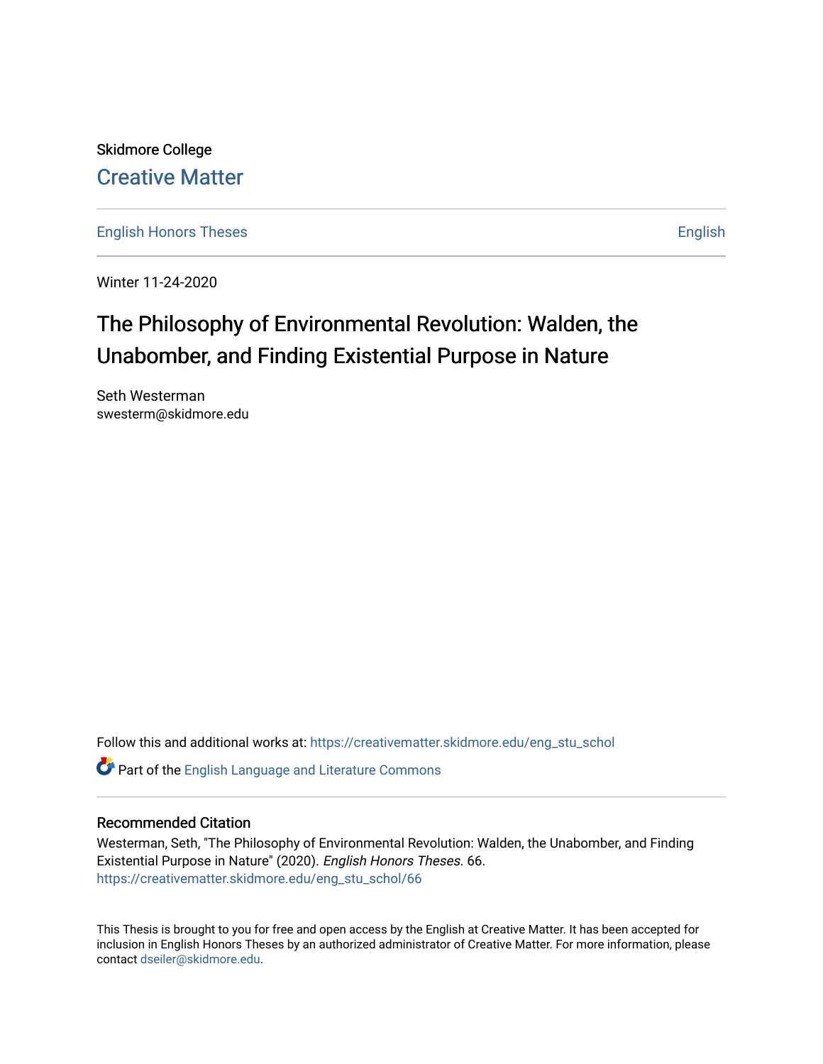Skidmore College

# Creative Matter

English Honors Theses | English

Winter 11-24-2020

## The Philosophy of Environmental Revolution: Walden, the Unabomber, and Finding Existential Purpose in Nature

Seth Westerman
swesterm@skidmore.edu

Follow this and additional works at: https://creativematter.skidmore.edu/eng_stu_schol

Part of the English Language and Literature Commons

### Recommended Citation

Westerman, Seth, "The Philosophy of Environmental Revolution: Walden, the Unabomber, and Finding Existential Purpose in Nature" (2020). *English Honors Theses*. 66.
https://creativematter.skidmore.edu/eng_stu_schol/66

This Thesis is brought to you for free and open access by the English at Creative Matter. It has been accepted for inclusion in English Honors Theses by an authorized administrator of Creative Matter. For more information, please contact dseiler@skidmore.edu.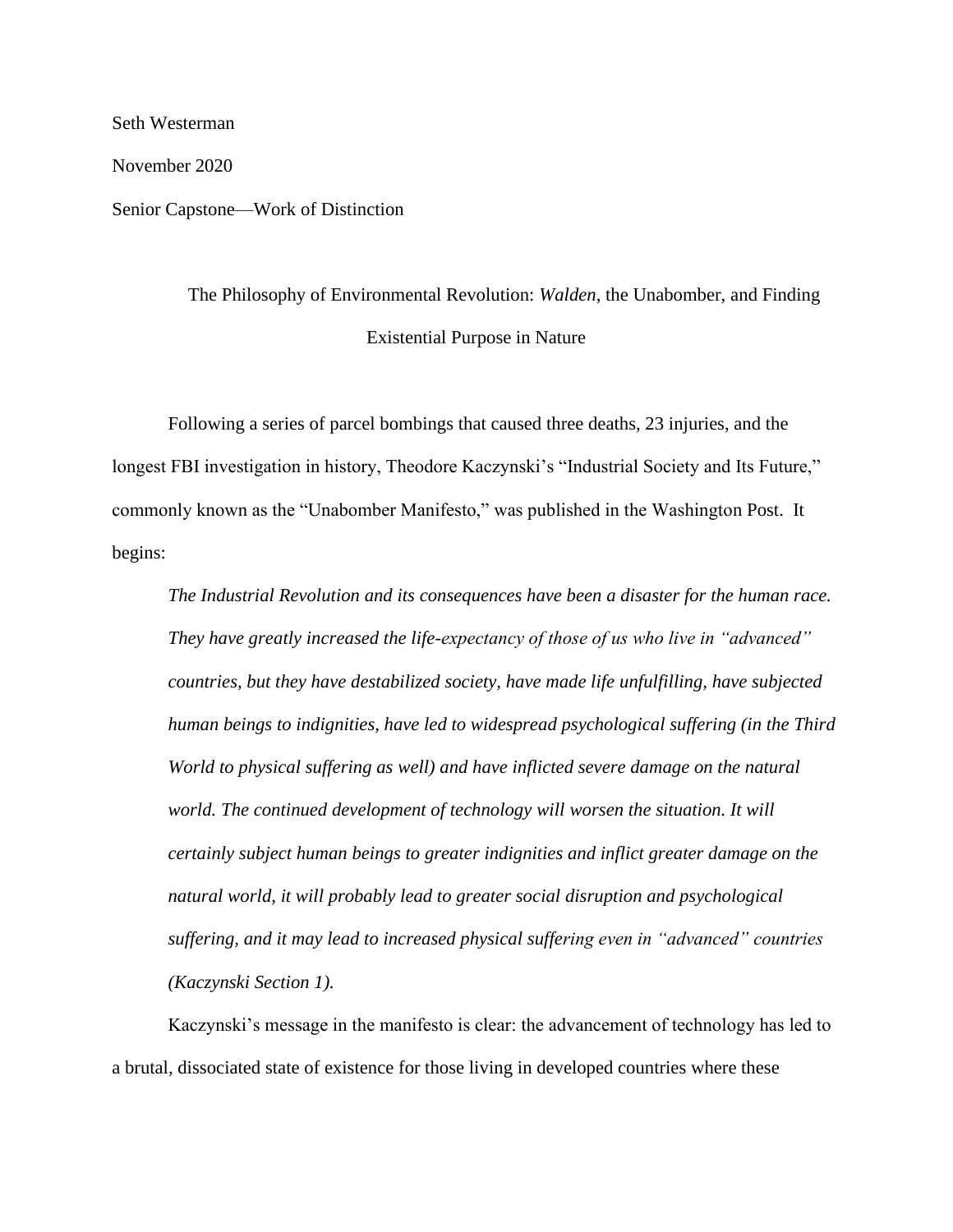Seth Westerman

November 2020

Senior Capstone—Work of Distinction

# The Philosophy of Environmental Revolution: *Walden*, the Unabomber, and Finding Existential Purpose in Nature

Following a series of parcel bombings that caused three deaths, 23 injuries, and the longest FBI investigation in history, Theodore Kaczynski's "Industrial Society and Its Future," commonly known as the "Unabomber Manifesto," was published in the Washington Post. It begins:

> *The Industrial Revolution and its consequences have been a disaster for the human race. They have greatly increased the life-expectancy of those of us who live in "advanced" countries, but they have destabilized society, have made life unfulfilling, have subjected human beings to indignities, have led to widespread psychological suffering (in the Third World to physical suffering as well) and have inflicted severe damage on the natural world. The continued development of technology will worsen the situation. It will certainly subject human beings to greater indignities and inflict greater damage on the natural world, it will probably lead to greater social disruption and psychological suffering, and it may lead to increased physical suffering even in "advanced" countries (Kaczynski Section 1).*

Kaczynski's message in the manifesto is clear: the advancement of technology has led to a brutal, dissociated state of existence for those living in developed countries where these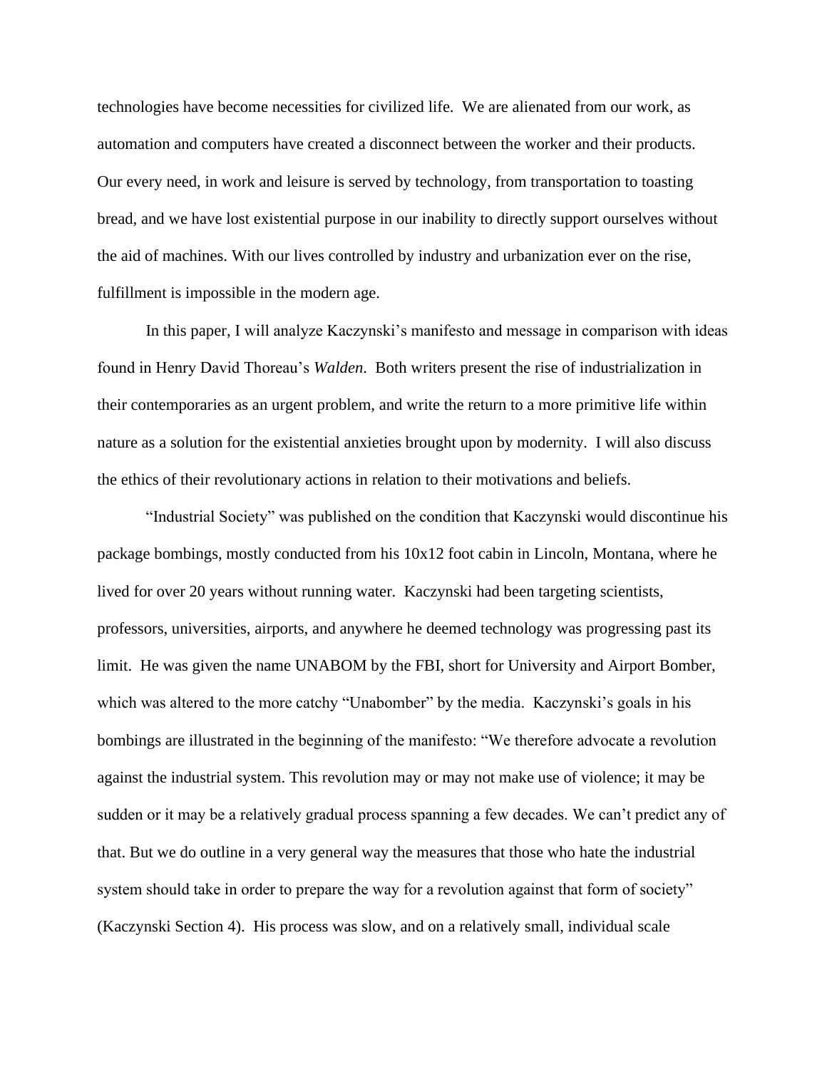technologies have become necessities for civilized life. We are alienated from our work, as automation and computers have created a disconnect between the worker and their products. Our every need, in work and leisure is served by technology, from transportation to toasting bread, and we have lost existential purpose in our inability to directly support ourselves without the aid of machines. With our lives controlled by industry and urbanization ever on the rise, fulfillment is impossible in the modern age.

In this paper, I will analyze Kaczynski's manifesto and message in comparison with ideas found in Henry David Thoreau's *Walden*. Both writers present the rise of industrialization in their contemporaries as an urgent problem, and write the return to a more primitive life within nature as a solution for the existential anxieties brought upon by modernity. I will also discuss the ethics of their revolutionary actions in relation to their motivations and beliefs.

"Industrial Society" was published on the condition that Kaczynski would discontinue his package bombings, mostly conducted from his 10x12 foot cabin in Lincoln, Montana, where he lived for over 20 years without running water. Kaczynski had been targeting scientists, professors, universities, airports, and anywhere he deemed technology was progressing past its limit. He was given the name UNABOM by the FBI, short for University and Airport Bomber, which was altered to the more catchy "Unabomber" by the media. Kaczynski's goals in his bombings are illustrated in the beginning of the manifesto: "We therefore advocate a revolution against the industrial system. This revolution may or may not make use of violence; it may be sudden or it may be a relatively gradual process spanning a few decades. We can't predict any of that. But we do outline in a very general way the measures that those who hate the industrial system should take in order to prepare the way for a revolution against that form of society" (Kaczynski Section 4). His process was slow, and on a relatively small, individual scale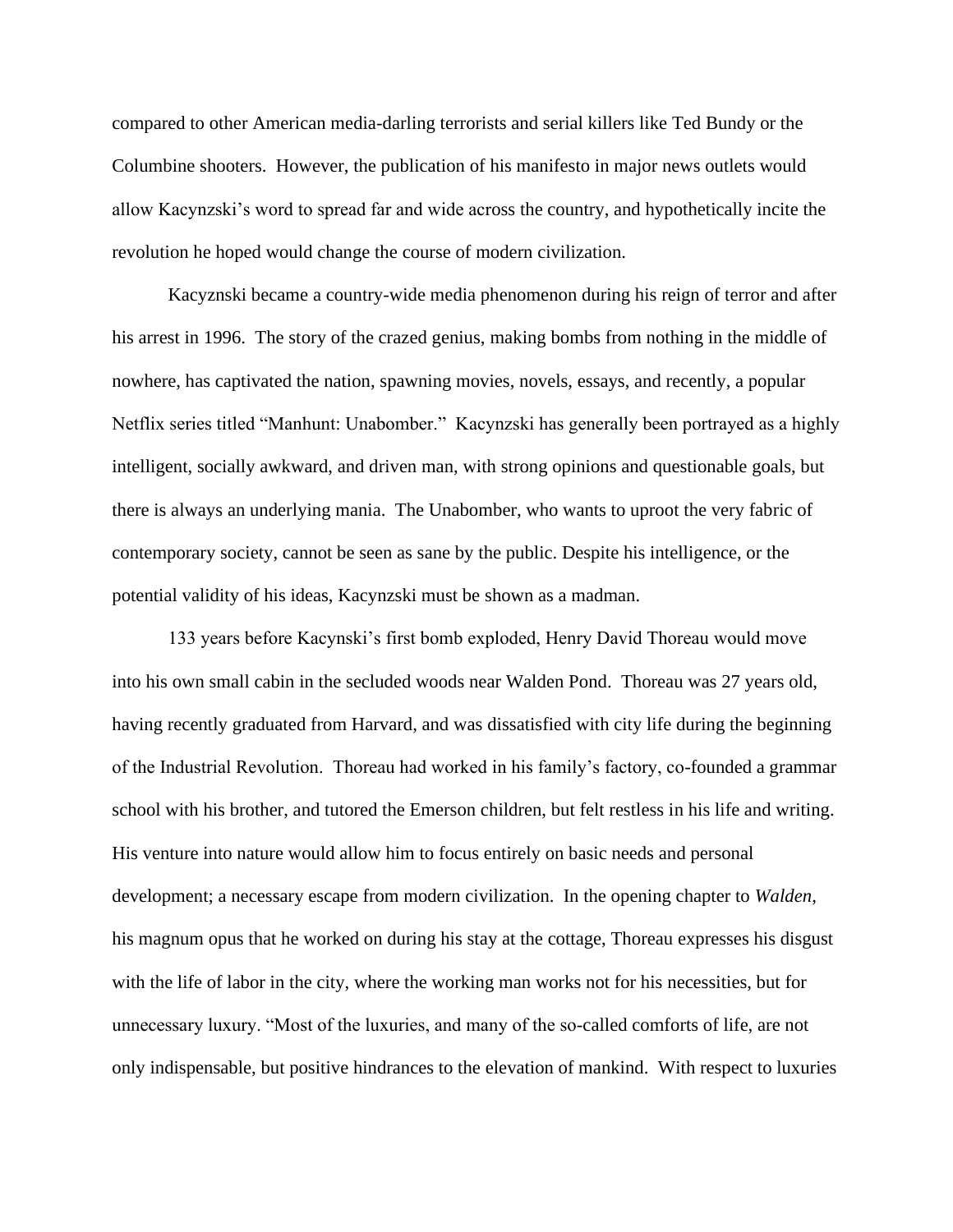compared to other American media-darling terrorists and serial killers like Ted Bundy or the Columbine shooters. However, the publication of his manifesto in major news outlets would allow Kacynzski's word to spread far and wide across the country, and hypothetically incite the revolution he hoped would change the course of modern civilization.

Kacyznski became a country-wide media phenomenon during his reign of terror and after his arrest in 1996. The story of the crazed genius, making bombs from nothing in the middle of nowhere, has captivated the nation, spawning movies, novels, essays, and recently, a popular Netflix series titled "Manhunt: Unabomber." Kacynzski has generally been portrayed as a highly intelligent, socially awkward, and driven man, with strong opinions and questionable goals, but there is always an underlying mania. The Unabomber, who wants to uproot the very fabric of contemporary society, cannot be seen as sane by the public. Despite his intelligence, or the potential validity of his ideas, Kacynzski must be shown as a madman.

133 years before Kacynski's first bomb exploded, Henry David Thoreau would move into his own small cabin in the secluded woods near Walden Pond. Thoreau was 27 years old, having recently graduated from Harvard, and was dissatisfied with city life during the beginning of the Industrial Revolution. Thoreau had worked in his family's factory, co-founded a grammar school with his brother, and tutored the Emerson children, but felt restless in his life and writing. His venture into nature would allow him to focus entirely on basic needs and personal development; a necessary escape from modern civilization. In the opening chapter to *Walden*, his magnum opus that he worked on during his stay at the cottage, Thoreau expresses his disgust with the life of labor in the city, where the working man works not for his necessities, but for unnecessary luxury. "Most of the luxuries, and many of the so-called comforts of life, are not only indispensable, but positive hindrances to the elevation of mankind. With respect to luxuries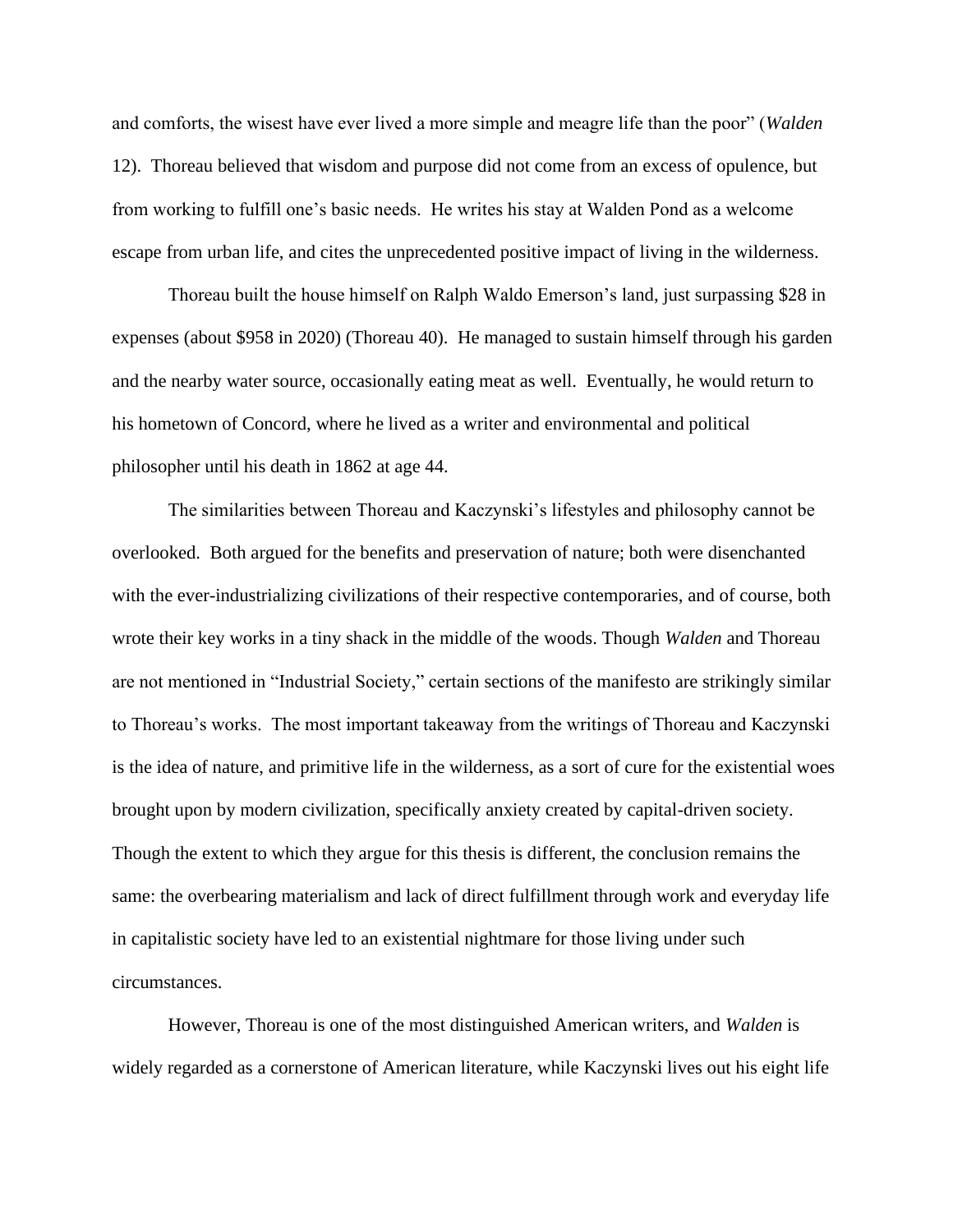and comforts, the wisest have ever lived a more simple and meagre life than the poor" (*Walden* 12). Thoreau believed that wisdom and purpose did not come from an excess of opulence, but from working to fulfill one's basic needs. He writes his stay at Walden Pond as a welcome escape from urban life, and cites the unprecedented positive impact of living in the wilderness.

Thoreau built the house himself on Ralph Waldo Emerson's land, just surpassing $28 in expenses (about $958 in 2020) (Thoreau 40). He managed to sustain himself through his garden and the nearby water source, occasionally eating meat as well. Eventually, he would return to his hometown of Concord, where he lived as a writer and environmental and political philosopher until his death in 1862 at age 44.

The similarities between Thoreau and Kaczynski's lifestyles and philosophy cannot be overlooked. Both argued for the benefits and preservation of nature; both were disenchanted with the ever-industrializing civilizations of their respective contemporaries, and of course, both wrote their key works in a tiny shack in the middle of the woods. Though *Walden* and Thoreau are not mentioned in "Industrial Society," certain sections of the manifesto are strikingly similar to Thoreau's works. The most important takeaway from the writings of Thoreau and Kaczynski is the idea of nature, and primitive life in the wilderness, as a sort of cure for the existential woes brought upon by modern civilization, specifically anxiety created by capital-driven society. Though the extent to which they argue for this thesis is different, the conclusion remains the same: the overbearing materialism and lack of direct fulfillment through work and everyday life in capitalistic society have led to an existential nightmare for those living under such circumstances.

However, Thoreau is one of the most distinguished American writers, and *Walden* is widely regarded as a cornerstone of American literature, while Kaczynski lives out his eight life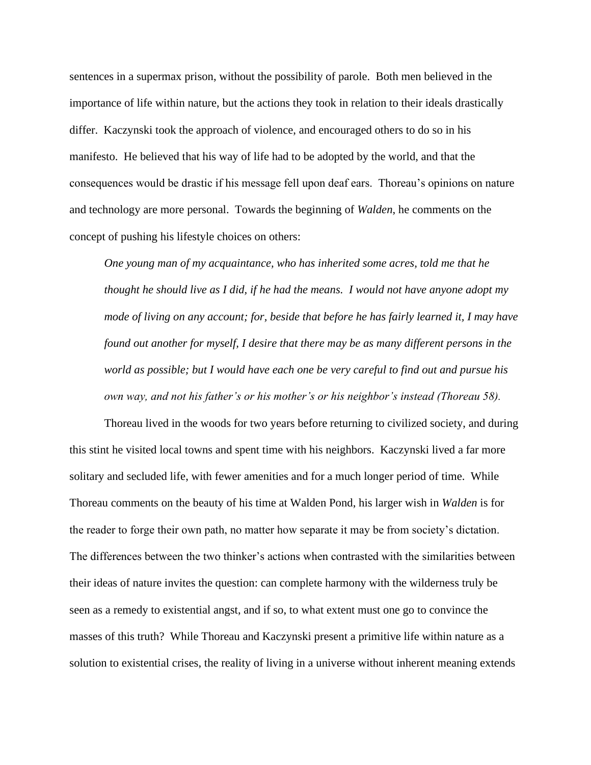sentences in a supermax prison, without the possibility of parole. Both men believed in the importance of life within nature, but the actions they took in relation to their ideals drastically differ. Kaczynski took the approach of violence, and encouraged others to do so in his manifesto. He believed that his way of life had to be adopted by the world, and that the consequences would be drastic if his message fell upon deaf ears. Thoreau's opinions on nature and technology are more personal. Towards the beginning of *Walden*, he comments on the concept of pushing his lifestyle choices on others:

> *One young man of my acquaintance, who has inherited some acres, told me that he thought he should live as I did, if he had the means. I would not have anyone adopt my mode of living on any account; for, beside that before he has fairly learned it, I may have found out another for myself, I desire that there may be as many different persons in the world as possible; but I would have each one be very careful to find out and pursue his own way, and not his father's or his mother's or his neighbor's instead (Thoreau 58).*

Thoreau lived in the woods for two years before returning to civilized society, and during this stint he visited local towns and spent time with his neighbors. Kaczynski lived a far more solitary and secluded life, with fewer amenities and for a much longer period of time. While Thoreau comments on the beauty of his time at Walden Pond, his larger wish in *Walden* is for the reader to forge their own path, no matter how separate it may be from society's dictation. The differences between the two thinker's actions when contrasted with the similarities between their ideas of nature invites the question: can complete harmony with the wilderness truly be seen as a remedy to existential angst, and if so, to what extent must one go to convince the masses of this truth? While Thoreau and Kaczynski present a primitive life within nature as a solution to existential crises, the reality of living in a universe without inherent meaning extends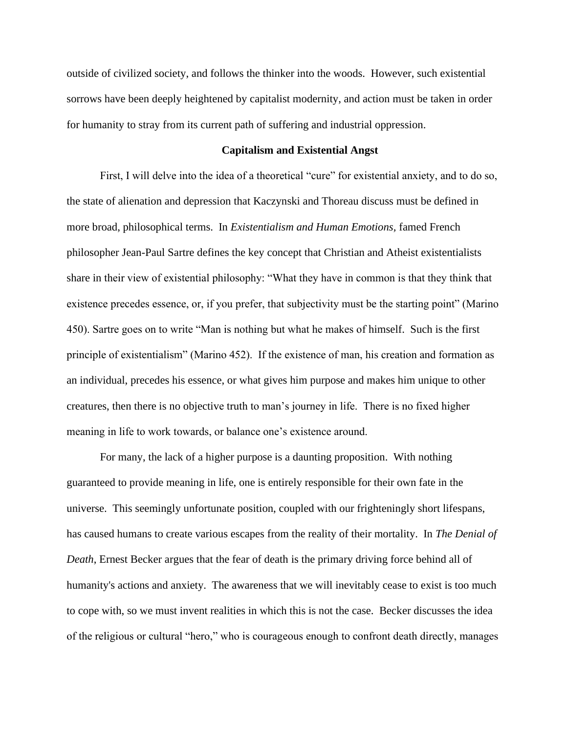outside of civilized society, and follows the thinker into the woods. However, such existential sorrows have been deeply heightened by capitalist modernity, and action must be taken in order for humanity to stray from its current path of suffering and industrial oppression.

## Capitalism and Existential Angst

First, I will delve into the idea of a theoretical "cure" for existential anxiety, and to do so, the state of alienation and depression that Kaczynski and Thoreau discuss must be defined in more broad, philosophical terms. In *Existentialism and Human Emotions,* famed French philosopher Jean-Paul Sartre defines the key concept that Christian and Atheist existentialists share in their view of existential philosophy: "What they have in common is that they think that existence precedes essence, or, if you prefer, that subjectivity must be the starting point" (Marino 450). Sartre goes on to write "Man is nothing but what he makes of himself. Such is the first principle of existentialism" (Marino 452). If the existence of man, his creation and formation as an individual, precedes his essence, or what gives him purpose and makes him unique to other creatures, then there is no objective truth to man's journey in life. There is no fixed higher meaning in life to work towards, or balance one's existence around.

For many, the lack of a higher purpose is a daunting proposition. With nothing guaranteed to provide meaning in life, one is entirely responsible for their own fate in the universe. This seemingly unfortunate position, coupled with our frighteningly short lifespans, has caused humans to create various escapes from the reality of their mortality. In *The Denial of Death*, Ernest Becker argues that the fear of death is the primary driving force behind all of humanity's actions and anxiety. The awareness that we will inevitably cease to exist is too much to cope with, so we must invent realities in which this is not the case. Becker discusses the idea of the religious or cultural "hero," who is courageous enough to confront death directly, manages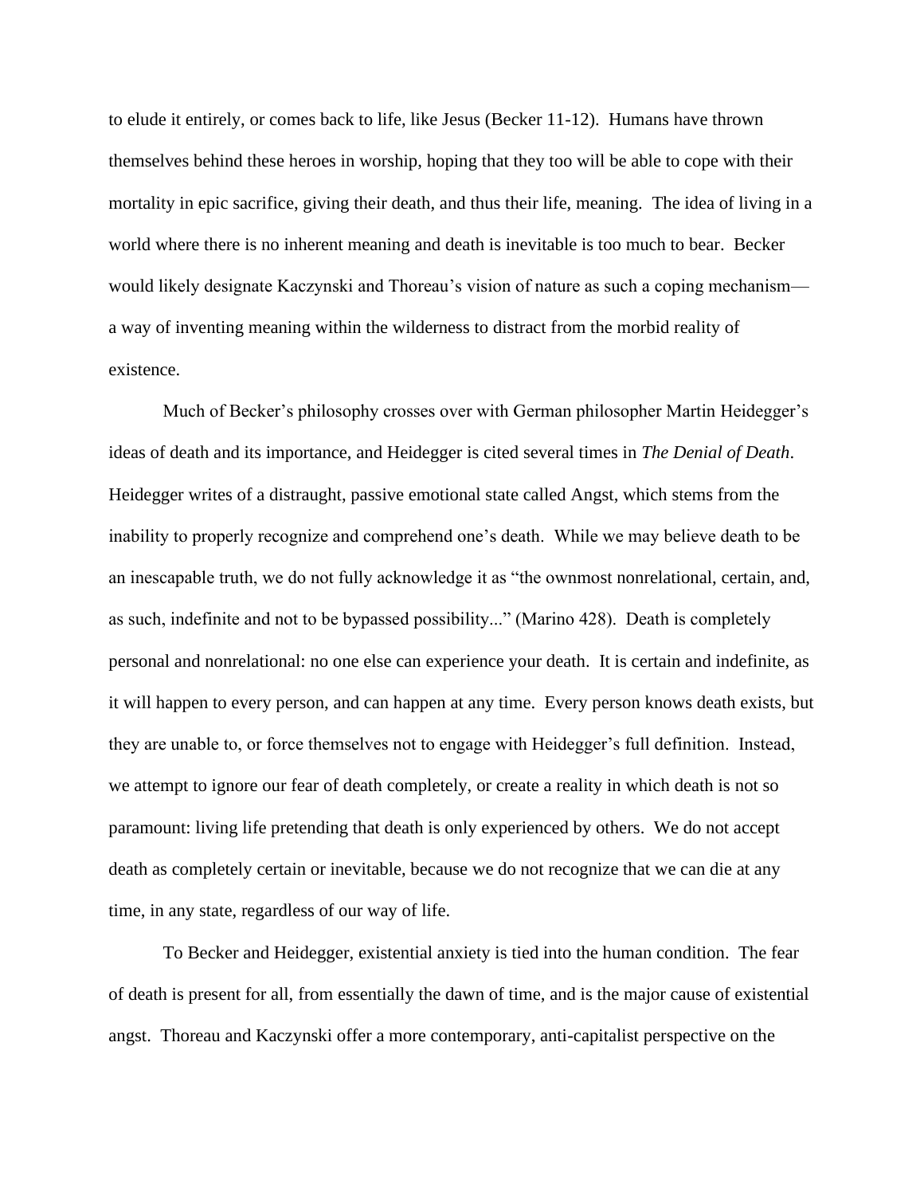to elude it entirely, or comes back to life, like Jesus (Becker 11-12). Humans have thrown themselves behind these heroes in worship, hoping that they too will be able to cope with their mortality in epic sacrifice, giving their death, and thus their life, meaning. The idea of living in a world where there is no inherent meaning and death is inevitable is too much to bear. Becker would likely designate Kaczynski and Thoreau's vision of nature as such a coping mechanism—a way of inventing meaning within the wilderness to distract from the morbid reality of existence.

Much of Becker's philosophy crosses over with German philosopher Martin Heidegger's ideas of death and its importance, and Heidegger is cited several times in *The Denial of Death*. Heidegger writes of a distraught, passive emotional state called Angst, which stems from the inability to properly recognize and comprehend one's death. While we may believe death to be an inescapable truth, we do not fully acknowledge it as "the ownmost nonrelational, certain, and, as such, indefinite and not to be bypassed possibility..." (Marino 428). Death is completely personal and nonrelational: no one else can experience your death. It is certain and indefinite, as it will happen to every person, and can happen at any time. Every person knows death exists, but they are unable to, or force themselves not to engage with Heidegger's full definition. Instead, we attempt to ignore our fear of death completely, or create a reality in which death is not so paramount: living life pretending that death is only experienced by others. We do not accept death as completely certain or inevitable, because we do not recognize that we can die at any time, in any state, regardless of our way of life.

To Becker and Heidegger, existential anxiety is tied into the human condition. The fear of death is present for all, from essentially the dawn of time, and is the major cause of existential angst. Thoreau and Kaczynski offer a more contemporary, anti-capitalist perspective on the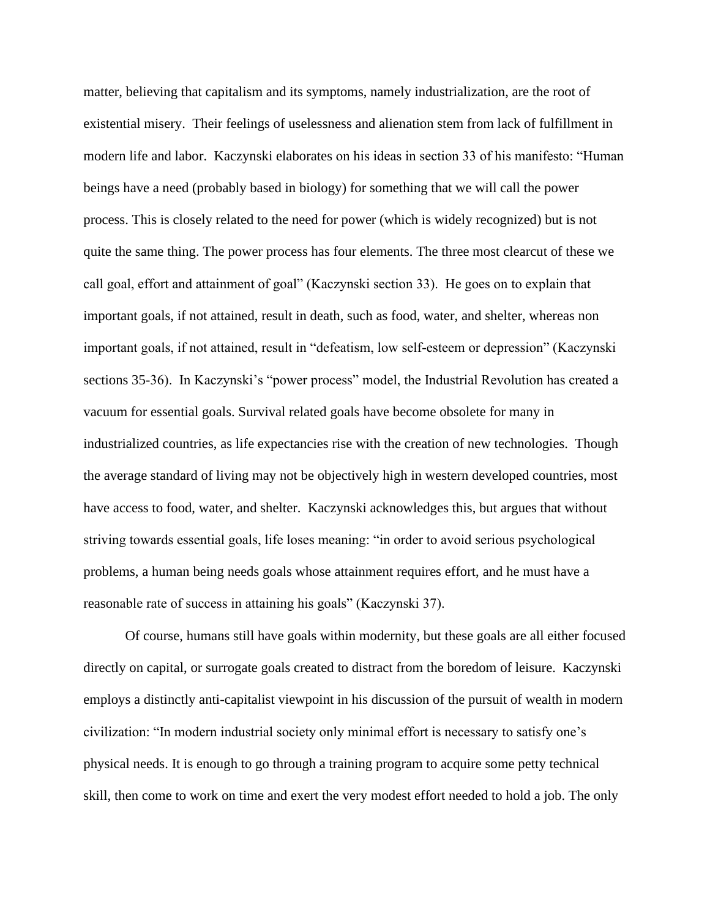matter, believing that capitalism and its symptoms, namely industrialization, are the root of existential misery.  Their feelings of uselessness and alienation stem from lack of fulfillment in modern life and labor.  Kaczynski elaborates on his ideas in section 33 of his manifesto: "Human beings have a need (probably based in biology) for something that we will call the power process. This is closely related to the need for power (which is widely recognized) but is not quite the same thing. The power process has four elements. The three most clearcut of these we call goal, effort and attainment of goal" (Kaczynski section 33).  He goes on to explain that important goals, if not attained, result in death, such as food, water, and shelter, whereas non important goals, if not attained, result in "defeatism, low self-esteem or depression" (Kaczynski sections 35-36).  In Kaczynski's "power process" model, the Industrial Revolution has created a vacuum for essential goals. Survival related goals have become obsolete for many in industrialized countries, as life expectancies rise with the creation of new technologies.  Though the average standard of living may not be objectively high in western developed countries, most have access to food, water, and shelter.  Kaczynski acknowledges this, but argues that without striving towards essential goals, life loses meaning: "in order to avoid serious psychological problems, a human being needs goals whose attainment requires effort, and he must have a reasonable rate of success in attaining his goals" (Kaczynski 37).

Of course, humans still have goals within modernity, but these goals are all either focused directly on capital, or surrogate goals created to distract from the boredom of leisure.  Kaczynski employs a distinctly anti-capitalist viewpoint in his discussion of the pursuit of wealth in modern civilization: "In modern industrial society only minimal effort is necessary to satisfy one's physical needs. It is enough to go through a training program to acquire some petty technical skill, then come to work on time and exert the very modest effort needed to hold a job. The only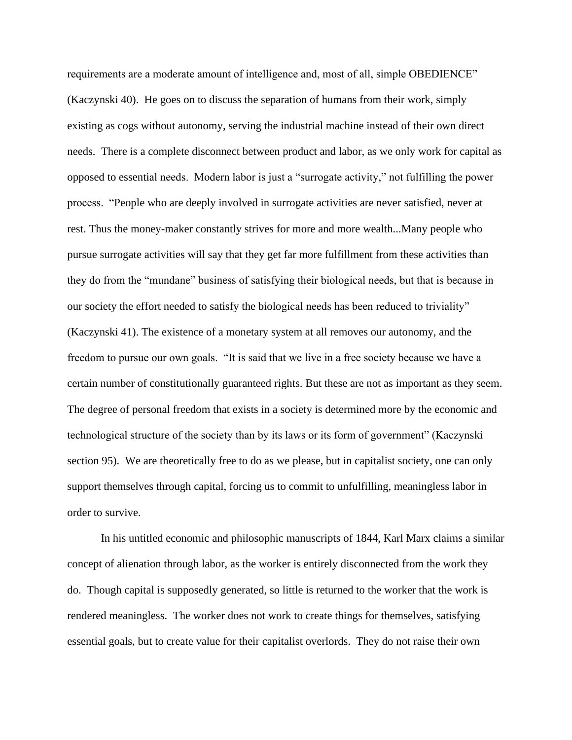requirements are a moderate amount of intelligence and, most of all, simple OBEDIENCE" (Kaczynski 40). He goes on to discuss the separation of humans from their work, simply existing as cogs without autonomy, serving the industrial machine instead of their own direct needs. There is a complete disconnect between product and labor, as we only work for capital as opposed to essential needs. Modern labor is just a "surrogate activity," not fulfilling the power process. "People who are deeply involved in surrogate activities are never satisfied, never at rest. Thus the money-maker constantly strives for more and more wealth...Many people who pursue surrogate activities will say that they get far more fulfillment from these activities than they do from the "mundane" business of satisfying their biological needs, but that is because in our society the effort needed to satisfy the biological needs has been reduced to triviality" (Kaczynski 41). The existence of a monetary system at all removes our autonomy, and the freedom to pursue our own goals. "It is said that we live in a free society because we have a certain number of constitutionally guaranteed rights. But these are not as important as they seem. The degree of personal freedom that exists in a society is determined more by the economic and technological structure of the society than by its laws or its form of government" (Kaczynski section 95). We are theoretically free to do as we please, but in capitalist society, one can only support themselves through capital, forcing us to commit to unfulfilling, meaningless labor in order to survive.

In his untitled economic and philosophic manuscripts of 1844, Karl Marx claims a similar concept of alienation through labor, as the worker is entirely disconnected from the work they do. Though capital is supposedly generated, so little is returned to the worker that the work is rendered meaningless. The worker does not work to create things for themselves, satisfying essential goals, but to create value for their capitalist overlords. They do not raise their own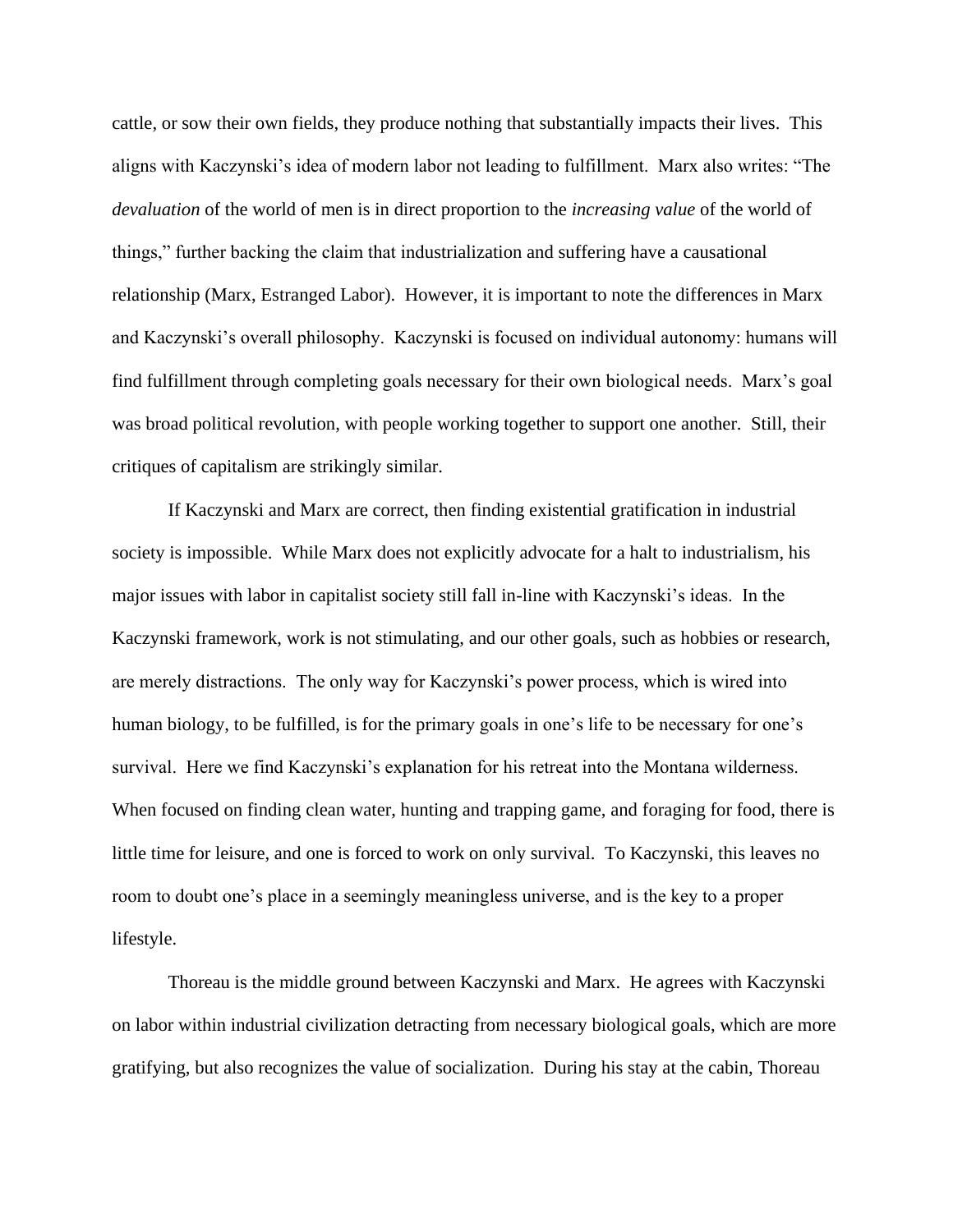cattle, or sow their own fields, they produce nothing that substantially impacts their lives. This aligns with Kaczynski's idea of modern labor not leading to fulfillment. Marx also writes: "The *devaluation* of the world of men is in direct proportion to the *increasing value* of the world of things," further backing the claim that industrialization and suffering have a causational relationship (Marx, Estranged Labor). However, it is important to note the differences in Marx and Kaczynski's overall philosophy. Kaczynski is focused on individual autonomy: humans will find fulfillment through completing goals necessary for their own biological needs. Marx's goal was broad political revolution, with people working together to support one another. Still, their critiques of capitalism are strikingly similar.

If Kaczynski and Marx are correct, then finding existential gratification in industrial society is impossible. While Marx does not explicitly advocate for a halt to industrialism, his major issues with labor in capitalist society still fall in-line with Kaczynski's ideas. In the Kaczynski framework, work is not stimulating, and our other goals, such as hobbies or research, are merely distractions. The only way for Kaczynski's power process, which is wired into human biology, to be fulfilled, is for the primary goals in one's life to be necessary for one's survival. Here we find Kaczynski's explanation for his retreat into the Montana wilderness. When focused on finding clean water, hunting and trapping game, and foraging for food, there is little time for leisure, and one is forced to work on only survival. To Kaczynski, this leaves no room to doubt one's place in a seemingly meaningless universe, and is the key to a proper lifestyle.

Thoreau is the middle ground between Kaczynski and Marx. He agrees with Kaczynski on labor within industrial civilization detracting from necessary biological goals, which are more gratifying, but also recognizes the value of socialization. During his stay at the cabin, Thoreau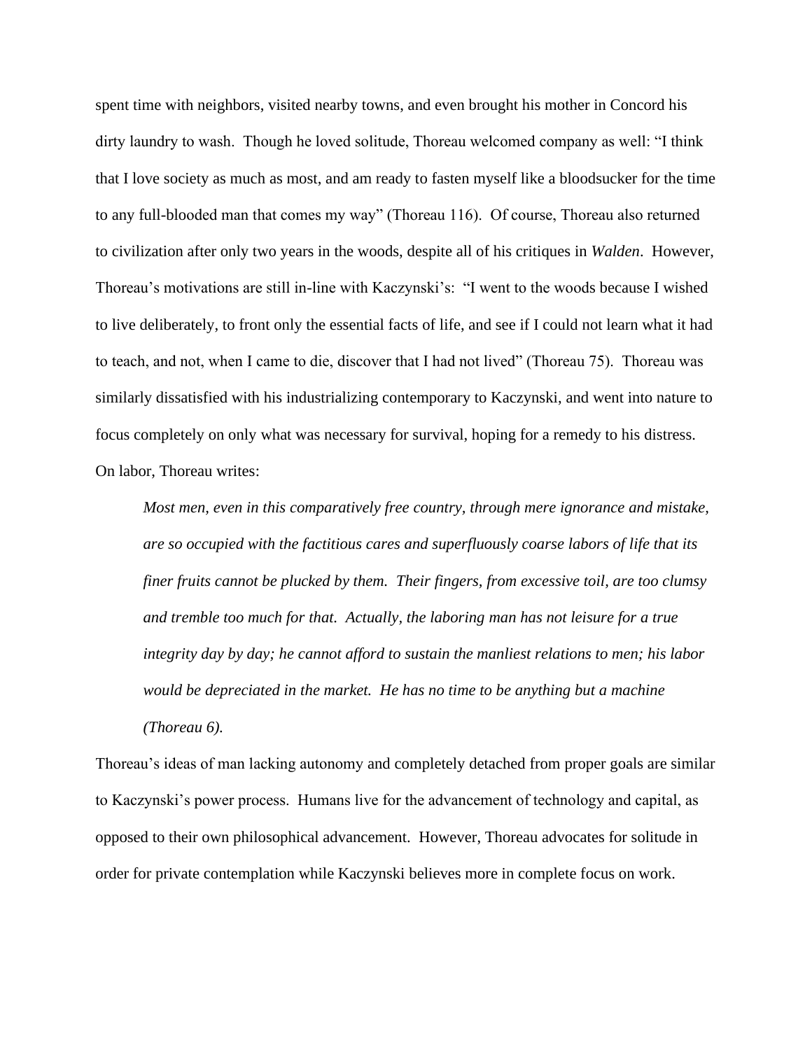spent time with neighbors, visited nearby towns, and even brought his mother in Concord his dirty laundry to wash. Though he loved solitude, Thoreau welcomed company as well: "I think that I love society as much as most, and am ready to fasten myself like a bloodsucker for the time to any full-blooded man that comes my way" (Thoreau 116). Of course, Thoreau also returned to civilization after only two years in the woods, despite all of his critiques in *Walden*. However, Thoreau's motivations are still in-line with Kaczynski's: "I went to the woods because I wished to live deliberately, to front only the essential facts of life, and see if I could not learn what it had to teach, and not, when I came to die, discover that I had not lived" (Thoreau 75). Thoreau was similarly dissatisfied with his industrializing contemporary to Kaczynski, and went into nature to focus completely on only what was necessary for survival, hoping for a remedy to his distress. On labor, Thoreau writes:

> *Most men, even in this comparatively free country, through mere ignorance and mistake, are so occupied with the factitious cares and superfluously coarse labors of life that its finer fruits cannot be plucked by them. Their fingers, from excessive toil, are too clumsy and tremble too much for that. Actually, the laboring man has not leisure for a true integrity day by day; he cannot afford to sustain the manliest relations to men; his labor would be depreciated in the market. He has no time to be anything but a machine (Thoreau 6).*

Thoreau's ideas of man lacking autonomy and completely detached from proper goals are similar to Kaczynski's power process. Humans live for the advancement of technology and capital, as opposed to their own philosophical advancement. However, Thoreau advocates for solitude in order for private contemplation while Kaczynski believes more in complete focus on work.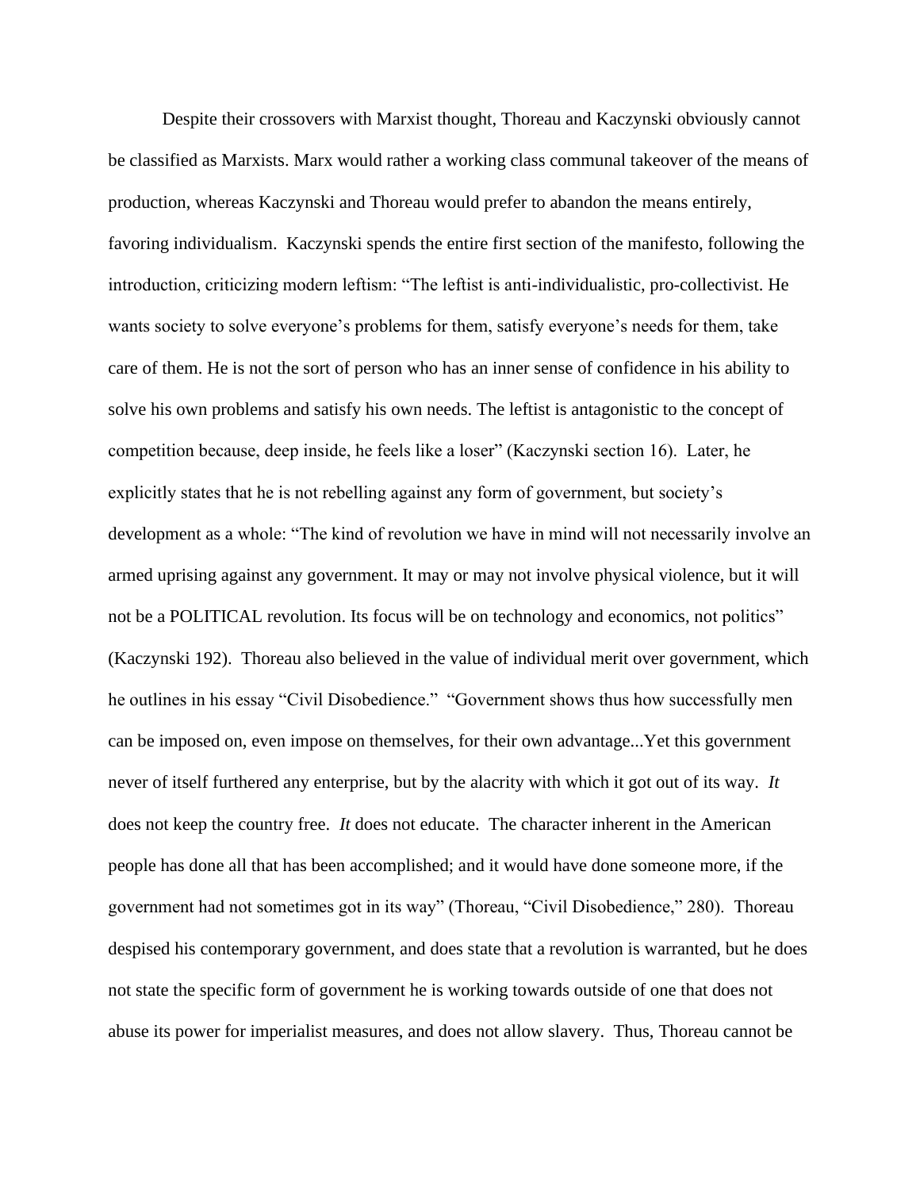Despite their crossovers with Marxist thought, Thoreau and Kaczynski obviously cannot be classified as Marxists. Marx would rather a working class communal takeover of the means of production, whereas Kaczynski and Thoreau would prefer to abandon the means entirely, favoring individualism. Kaczynski spends the entire first section of the manifesto, following the introduction, criticizing modern leftism: "The leftist is anti-individualistic, pro-collectivist. He wants society to solve everyone's problems for them, satisfy everyone's needs for them, take care of them. He is not the sort of person who has an inner sense of confidence in his ability to solve his own problems and satisfy his own needs. The leftist is antagonistic to the concept of competition because, deep inside, he feels like a loser" (Kaczynski section 16). Later, he explicitly states that he is not rebelling against any form of government, but society's development as a whole: "The kind of revolution we have in mind will not necessarily involve an armed uprising against any government. It may or may not involve physical violence, but it will not be a POLITICAL revolution. Its focus will be on technology and economics, not politics" (Kaczynski 192). Thoreau also believed in the value of individual merit over government, which he outlines in his essay "Civil Disobedience." "Government shows thus how successfully men can be imposed on, even impose on themselves, for their own advantage...Yet this government never of itself furthered any enterprise, but by the alacrity with which it got out of its way. *It* does not keep the country free. *It* does not educate. The character inherent in the American people has done all that has been accomplished; and it would have done someone more, if the government had not sometimes got in its way" (Thoreau, "Civil Disobedience," 280). Thoreau despised his contemporary government, and does state that a revolution is warranted, but he does not state the specific form of government he is working towards outside of one that does not abuse its power for imperialist measures, and does not allow slavery. Thus, Thoreau cannot be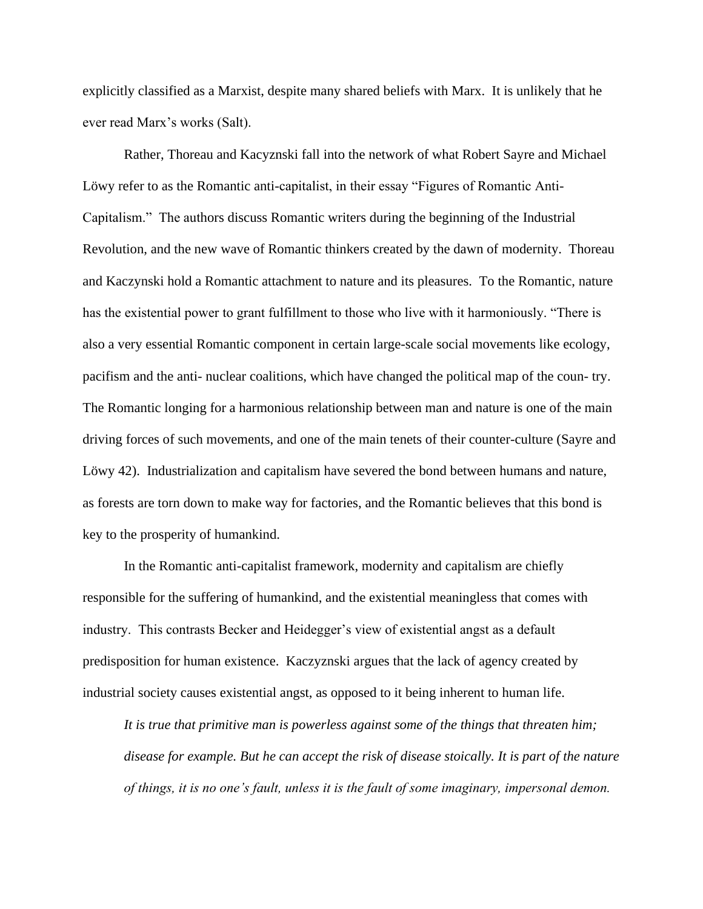explicitly classified as a Marxist, despite many shared beliefs with Marx. It is unlikely that he ever read Marx's works (Salt).

Rather, Thoreau and Kacyznski fall into the network of what Robert Sayre and Michael Löwy refer to as the Romantic anti-capitalist, in their essay "Figures of Romantic Anti-Capitalism." The authors discuss Romantic writers during the beginning of the Industrial Revolution, and the new wave of Romantic thinkers created by the dawn of modernity. Thoreau and Kaczynski hold a Romantic attachment to nature and its pleasures. To the Romantic, nature has the existential power to grant fulfillment to those who live with it harmoniously. "There is also a very essential Romantic component in certain large-scale social movements like ecology, pacifism and the anti- nuclear coalitions, which have changed the political map of the coun- try. The Romantic longing for a harmonious relationship between man and nature is one of the main driving forces of such movements, and one of the main tenets of their counter-culture (Sayre and Löwy 42). Industrialization and capitalism have severed the bond between humans and nature, as forests are torn down to make way for factories, and the Romantic believes that this bond is key to the prosperity of humankind.

In the Romantic anti-capitalist framework, modernity and capitalism are chiefly responsible for the suffering of humankind, and the existential meaningless that comes with industry. This contrasts Becker and Heidegger's view of existential angst as a default predisposition for human existence. Kaczyznski argues that the lack of agency created by industrial society causes existential angst, as opposed to it being inherent to human life.

> *It is true that primitive man is powerless against some of the things that threaten him; disease for example. But he can accept the risk of disease stoically. It is part of the nature of things, it is no one's fault, unless it is the fault of some imaginary, impersonal demon.*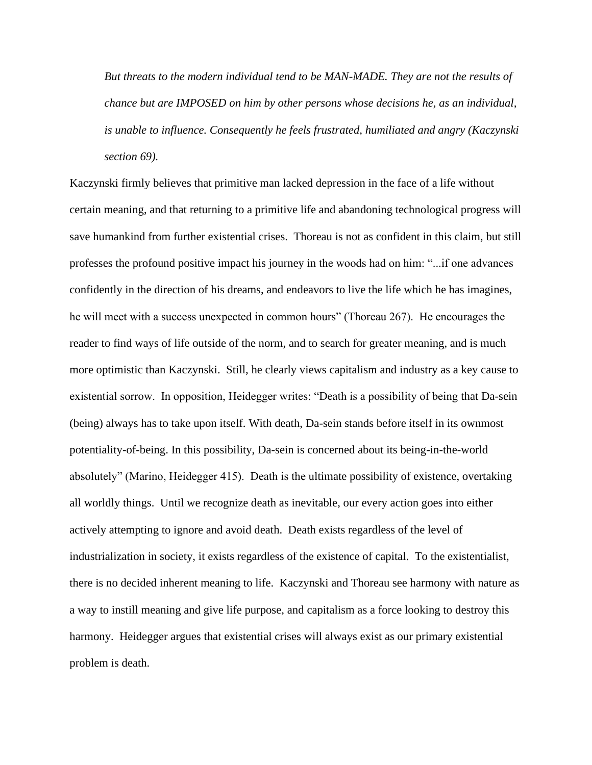> *But threats to the modern individual tend to be MAN-MADE. They are not the results of chance but are IMPOSED on him by other persons whose decisions he, as an individual, is unable to influence. Consequently he feels frustrated, humiliated and angry (Kaczynski section 69).*

Kaczynski firmly believes that primitive man lacked depression in the face of a life without certain meaning, and that returning to a primitive life and abandoning technological progress will save humankind from further existential crises. Thoreau is not as confident in this claim, but still professes the profound positive impact his journey in the woods had on him: "...if one advances confidently in the direction of his dreams, and endeavors to live the life which he has imagines, he will meet with a success unexpected in common hours" (Thoreau 267). He encourages the reader to find ways of life outside of the norm, and to search for greater meaning, and is much more optimistic than Kaczynski. Still, he clearly views capitalism and industry as a key cause to existential sorrow. In opposition, Heidegger writes: "Death is a possibility of being that Da-sein (being) always has to take upon itself. With death, Da-sein stands before itself in its ownmost potentiality-of-being. In this possibility, Da-sein is concerned about its being-in-the-world absolutely" (Marino, Heidegger 415). Death is the ultimate possibility of existence, overtaking all worldly things. Until we recognize death as inevitable, our every action goes into either actively attempting to ignore and avoid death. Death exists regardless of the level of industrialization in society, it exists regardless of the existence of capital. To the existentialist, there is no decided inherent meaning to life. Kaczynski and Thoreau see harmony with nature as a way to instill meaning and give life purpose, and capitalism as a force looking to destroy this harmony. Heidegger argues that existential crises will always exist as our primary existential problem is death.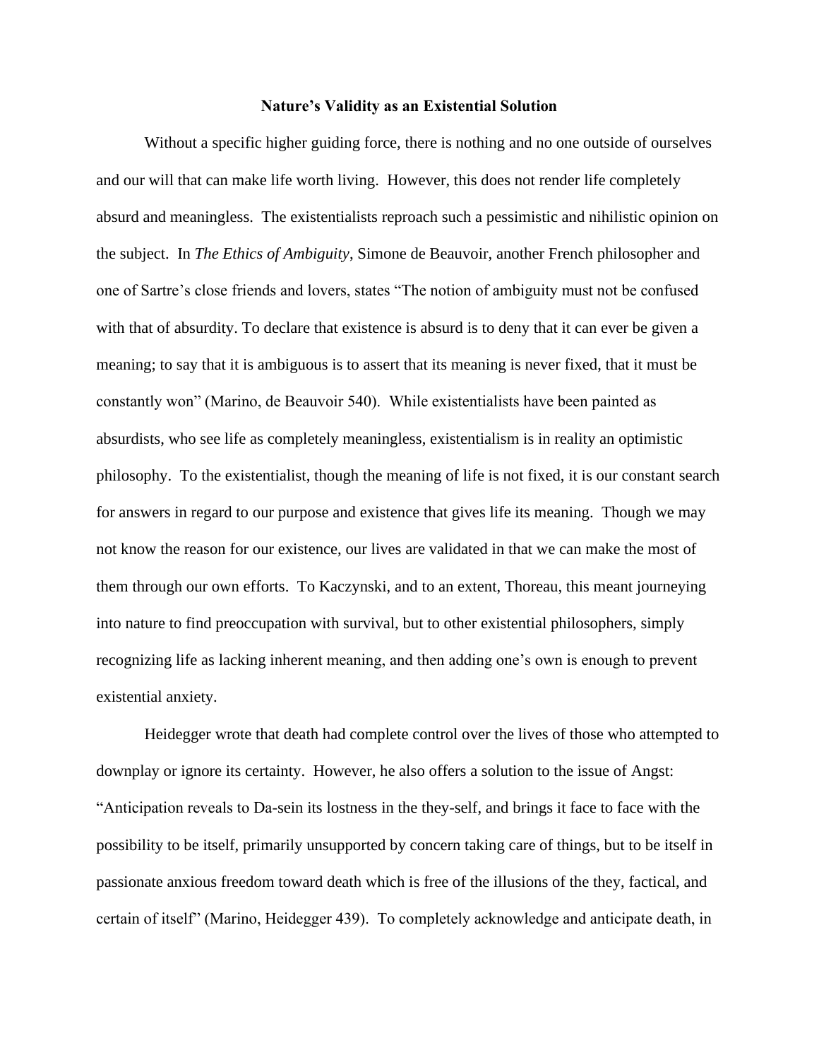**Nature's Validity as an Existential Solution**

Without a specific higher guiding force, there is nothing and no one outside of ourselves and our will that can make life worth living. However, this does not render life completely absurd and meaningless. The existentialists reproach such a pessimistic and nihilistic opinion on the subject. In *The Ethics of Ambiguity*, Simone de Beauvoir, another French philosopher and one of Sartre's close friends and lovers, states "The notion of ambiguity must not be confused with that of absurdity. To declare that existence is absurd is to deny that it can ever be given a meaning; to say that it is ambiguous is to assert that its meaning is never fixed, that it must be constantly won" (Marino, de Beauvoir 540). While existentialists have been painted as absurdists, who see life as completely meaningless, existentialism is in reality an optimistic philosophy. To the existentialist, though the meaning of life is not fixed, it is our constant search for answers in regard to our purpose and existence that gives life its meaning. Though we may not know the reason for our existence, our lives are validated in that we can make the most of them through our own efforts. To Kaczynski, and to an extent, Thoreau, this meant journeying into nature to find preoccupation with survival, but to other existential philosophers, simply recognizing life as lacking inherent meaning, and then adding one's own is enough to prevent existential anxiety.

Heidegger wrote that death had complete control over the lives of those who attempted to downplay or ignore its certainty. However, he also offers a solution to the issue of Angst: "Anticipation reveals to Da-sein its lostness in the they-self, and brings it face to face with the possibility to be itself, primarily unsupported by concern taking care of things, but to be itself in passionate anxious freedom toward death which is free of the illusions of the they, factical, and certain of itself" (Marino, Heidegger 439). To completely acknowledge and anticipate death, in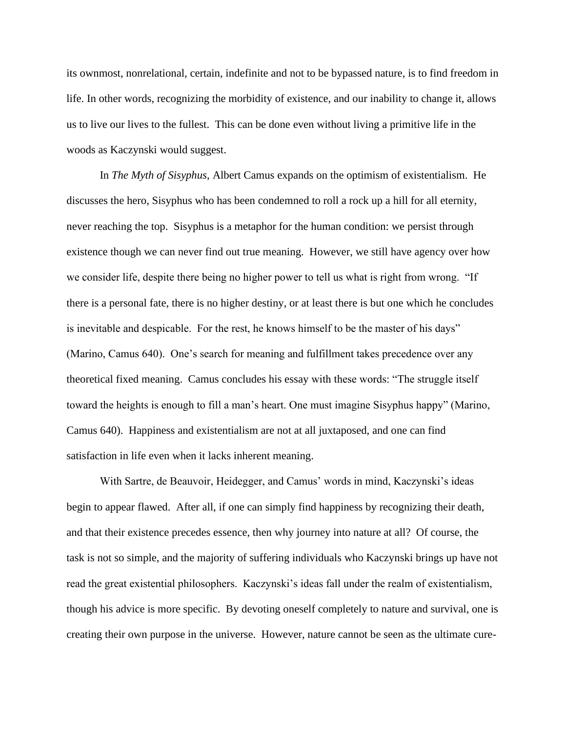its ownmost, nonrelational, certain, indefinite and not to be bypassed nature, is to find freedom in life. In other words, recognizing the morbidity of existence, and our inability to change it, allows us to live our lives to the fullest. This can be done even without living a primitive life in the woods as Kaczynski would suggest.

In *The Myth of Sisyphus*, Albert Camus expands on the optimism of existentialism. He discusses the hero, Sisyphus who has been condemned to roll a rock up a hill for all eternity, never reaching the top. Sisyphus is a metaphor for the human condition: we persist through existence though we can never find out true meaning. However, we still have agency over how we consider life, despite there being no higher power to tell us what is right from wrong. "If there is a personal fate, there is no higher destiny, or at least there is but one which he concludes is inevitable and despicable. For the rest, he knows himself to be the master of his days" (Marino, Camus 640). One's search for meaning and fulfillment takes precedence over any theoretical fixed meaning. Camus concludes his essay with these words: "The struggle itself toward the heights is enough to fill a man's heart. One must imagine Sisyphus happy" (Marino, Camus 640). Happiness and existentialism are not at all juxtaposed, and one can find satisfaction in life even when it lacks inherent meaning.

With Sartre, de Beauvoir, Heidegger, and Camus' words in mind, Kaczynski's ideas begin to appear flawed. After all, if one can simply find happiness by recognizing their death, and that their existence precedes essence, then why journey into nature at all? Of course, the task is not so simple, and the majority of suffering individuals who Kaczynski brings up have not read the great existential philosophers. Kaczynski's ideas fall under the realm of existentialism, though his advice is more specific. By devoting oneself completely to nature and survival, one is creating their own purpose in the universe. However, nature cannot be seen as the ultimate cure-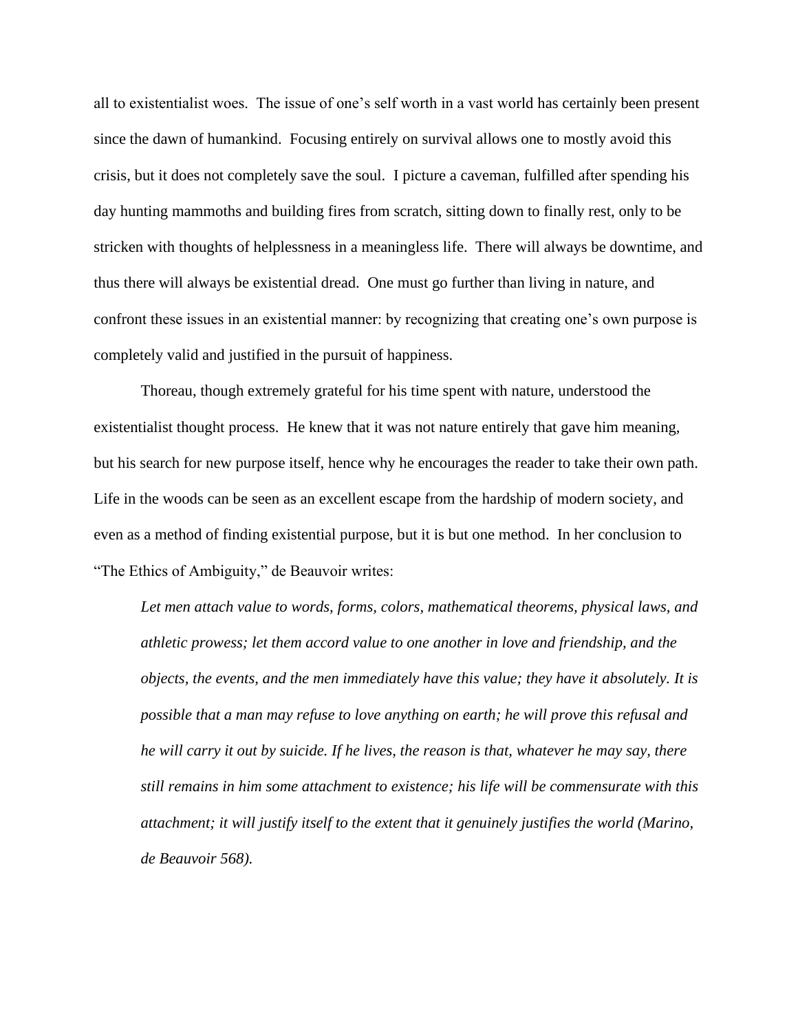all to existentialist woes. The issue of one's self worth in a vast world has certainly been present since the dawn of humankind. Focusing entirely on survival allows one to mostly avoid this crisis, but it does not completely save the soul. I picture a caveman, fulfilled after spending his day hunting mammoths and building fires from scratch, sitting down to finally rest, only to be stricken with thoughts of helplessness in a meaningless life. There will always be downtime, and thus there will always be existential dread. One must go further than living in nature, and confront these issues in an existential manner: by recognizing that creating one's own purpose is completely valid and justified in the pursuit of happiness.

Thoreau, though extremely grateful for his time spent with nature, understood the existentialist thought process. He knew that it was not nature entirely that gave him meaning, but his search for new purpose itself, hence why he encourages the reader to take their own path. Life in the woods can be seen as an excellent escape from the hardship of modern society, and even as a method of finding existential purpose, but it is but one method. In her conclusion to "The Ethics of Ambiguity," de Beauvoir writes:

> *Let men attach value to words, forms, colors, mathematical theorems, physical laws, and athletic prowess; let them accord value to one another in love and friendship, and the objects, the events, and the men immediately have this value; they have it absolutely. It is possible that a man may refuse to love anything on earth; he will prove this refusal and he will carry it out by suicide. If he lives, the reason is that, whatever he may say, there still remains in him some attachment to existence; his life will be commensurate with this attachment; it will justify itself to the extent that it genuinely justifies the world (Marino, de Beauvoir 568).*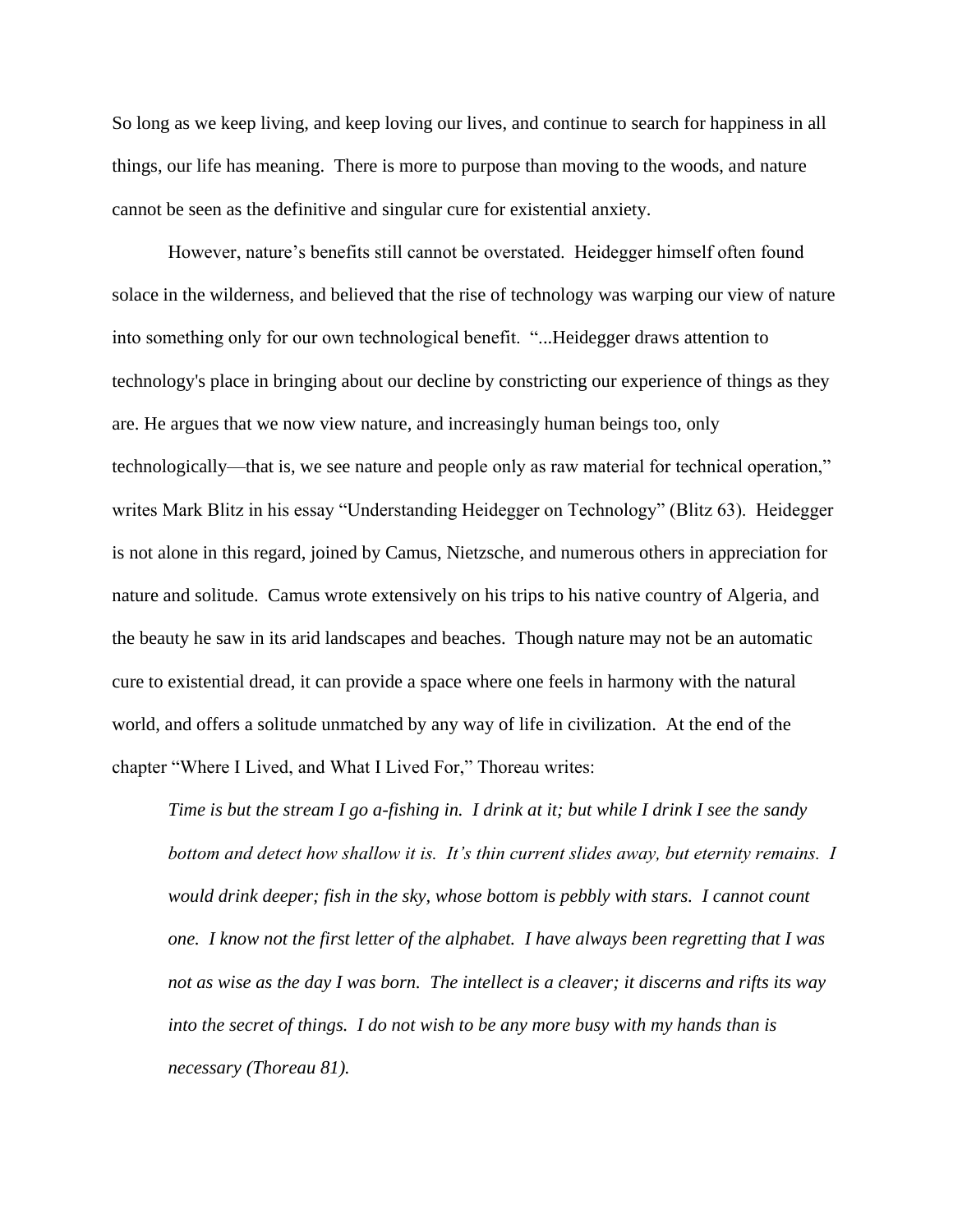So long as we keep living, and keep loving our lives, and continue to search for happiness in all things, our life has meaning.  There is more to purpose than moving to the woods, and nature cannot be seen as the definitive and singular cure for existential anxiety.

However, nature's benefits still cannot be overstated.  Heidegger himself often found solace in the wilderness, and believed that the rise of technology was warping our view of nature into something only for our own technological benefit.  "...Heidegger draws attention to technology's place in bringing about our decline by constricting our experience of things as they are. He argues that we now view nature, and increasingly human beings too, only technologically—that is, we see nature and people only as raw material for technical operation," writes Mark Blitz in his essay "Understanding Heidegger on Technology" (Blitz 63).  Heidegger is not alone in this regard, joined by Camus, Nietzsche, and numerous others in appreciation for nature and solitude.  Camus wrote extensively on his trips to his native country of Algeria, and the beauty he saw in its arid landscapes and beaches.  Though nature may not be an automatic cure to existential dread, it can provide a space where one feels in harmony with the natural world, and offers a solitude unmatched by any way of life in civilization.  At the end of the chapter "Where I Lived, and What I Lived For," Thoreau writes:

> *Time is but the stream I go a-fishing in.  I drink at it; but while I drink I see the sandy bottom and detect how shallow it is.  It's thin current slides away, but eternity remains.  I would drink deeper; fish in the sky, whose bottom is pebbly with stars.  I cannot count one.  I know not the first letter of the alphabet.  I have always been regretting that I was not as wise as the day I was born.  The intellect is a cleaver; it discerns and rifts its way into the secret of things.  I do not wish to be any more busy with my hands than is necessary (Thoreau 81).*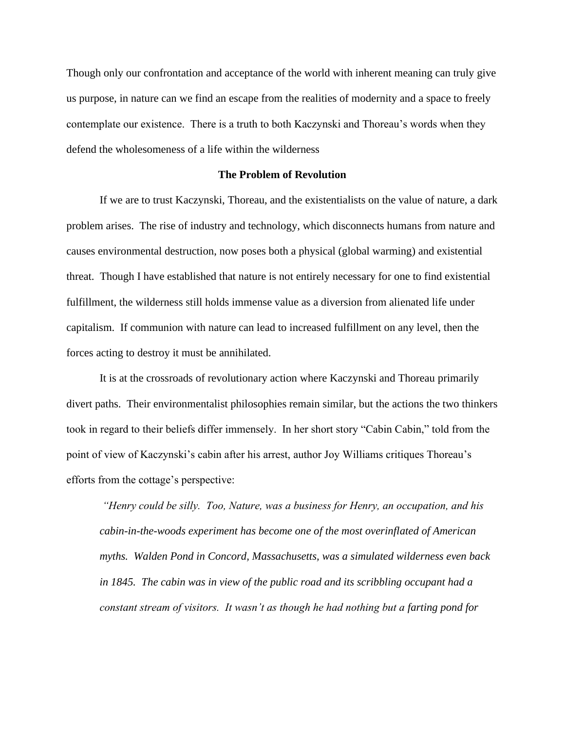Though only our confrontation and acceptance of the world with inherent meaning can truly give us purpose, in nature can we find an escape from the realities of modernity and a space to freely contemplate our existence. There is a truth to both Kaczynski and Thoreau's words when they defend the wholesomeness of a life within the wilderness

**The Problem of Revolution**

If we are to trust Kaczynski, Thoreau, and the existentialists on the value of nature, a dark problem arises. The rise of industry and technology, which disconnects humans from nature and causes environmental destruction, now poses both a physical (global warming) and existential threat. Though I have established that nature is not entirely necessary for one to find existential fulfillment, the wilderness still holds immense value as a diversion from alienated life under capitalism. If communion with nature can lead to increased fulfillment on any level, then the forces acting to destroy it must be annihilated.

It is at the crossroads of revolutionary action where Kaczynski and Thoreau primarily divert paths. Their environmentalist philosophies remain similar, but the actions the two thinkers took in regard to their beliefs differ immensely. In her short story "Cabin Cabin," told from the point of view of Kaczynski's cabin after his arrest, author Joy Williams critiques Thoreau's efforts from the cottage's perspective:

> *"Henry could be silly. Too, Nature, was a business for Henry, an occupation, and his cabin-in-the-woods experiment has become one of the most overinflated of American myths. Walden Pond in Concord, Massachusetts, was a simulated wilderness even back in 1845. The cabin was in view of the public road and its scribbling occupant had a constant stream of visitors. It wasn't as though he had nothing but a farting pond for*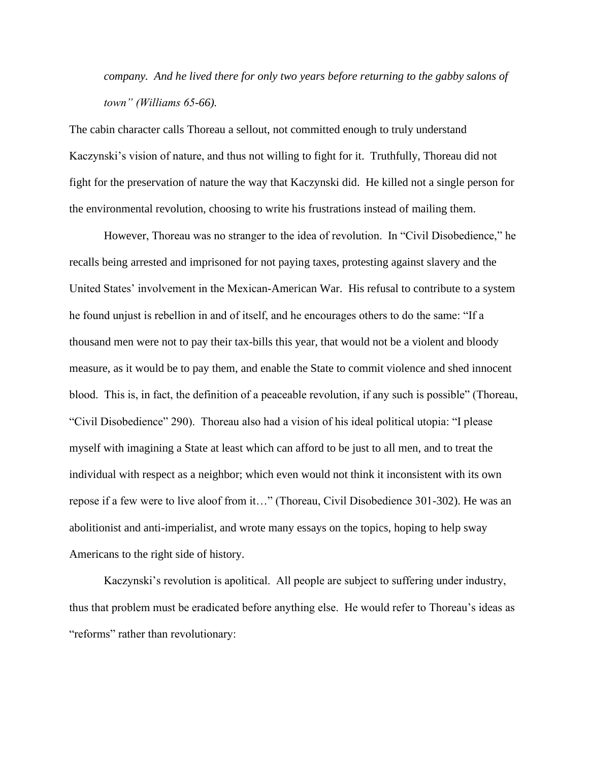> *company. And he lived there for only two years before returning to the gabby salons of town" (Williams 65-66).*

The cabin character calls Thoreau a sellout, not committed enough to truly understand Kaczynski's vision of nature, and thus not willing to fight for it. Truthfully, Thoreau did not fight for the preservation of nature the way that Kaczynski did. He killed not a single person for the environmental revolution, choosing to write his frustrations instead of mailing them.

However, Thoreau was no stranger to the idea of revolution. In "Civil Disobedience," he recalls being arrested and imprisoned for not paying taxes, protesting against slavery and the United States' involvement in the Mexican-American War. His refusal to contribute to a system he found unjust is rebellion in and of itself, and he encourages others to do the same: "If a thousand men were not to pay their tax-bills this year, that would not be a violent and bloody measure, as it would be to pay them, and enable the State to commit violence and shed innocent blood. This is, in fact, the definition of a peaceable revolution, if any such is possible" (Thoreau, "Civil Disobedience" 290). Thoreau also had a vision of his ideal political utopia: "I please myself with imagining a State at least which can afford to be just to all men, and to treat the individual with respect as a neighbor; which even would not think it inconsistent with its own repose if a few were to live aloof from it…" (Thoreau, Civil Disobedience 301-302). He was an abolitionist and anti-imperialist, and wrote many essays on the topics, hoping to help sway Americans to the right side of history.

Kaczynski's revolution is apolitical. All people are subject to suffering under industry, thus that problem must be eradicated before anything else. He would refer to Thoreau's ideas as "reforms" rather than revolutionary: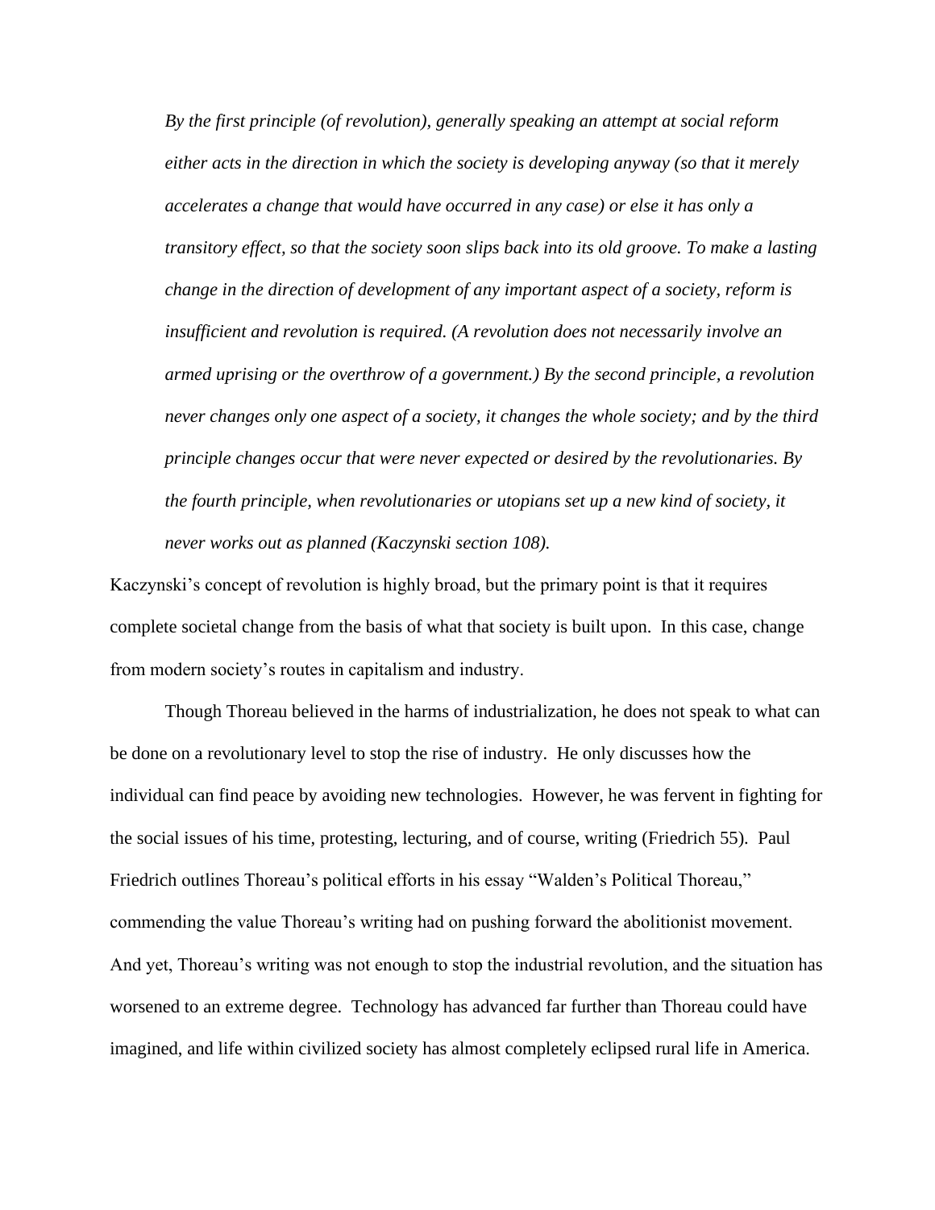> *By the first principle (of revolution), generally speaking an attempt at social reform either acts in the direction in which the society is developing anyway (so that it merely accelerates a change that would have occurred in any case) or else it has only a transitory effect, so that the society soon slips back into its old groove. To make a lasting change in the direction of development of any important aspect of a society, reform is insufficient and revolution is required. (A revolution does not necessarily involve an armed uprising or the overthrow of a government.) By the second principle, a revolution never changes only one aspect of a society, it changes the whole society; and by the third principle changes occur that were never expected or desired by the revolutionaries. By the fourth principle, when revolutionaries or utopians set up a new kind of society, it never works out as planned (Kaczynski section 108).*

Kaczynski's concept of revolution is highly broad, but the primary point is that it requires complete societal change from the basis of what that society is built upon. In this case, change from modern society's routes in capitalism and industry.

Though Thoreau believed in the harms of industrialization, he does not speak to what can be done on a revolutionary level to stop the rise of industry. He only discusses how the individual can find peace by avoiding new technologies. However, he was fervent in fighting for the social issues of his time, protesting, lecturing, and of course, writing (Friedrich 55). Paul Friedrich outlines Thoreau's political efforts in his essay "Walden's Political Thoreau," commending the value Thoreau's writing had on pushing forward the abolitionist movement. And yet, Thoreau's writing was not enough to stop the industrial revolution, and the situation has worsened to an extreme degree. Technology has advanced far further than Thoreau could have imagined, and life within civilized society has almost completely eclipsed rural life in America.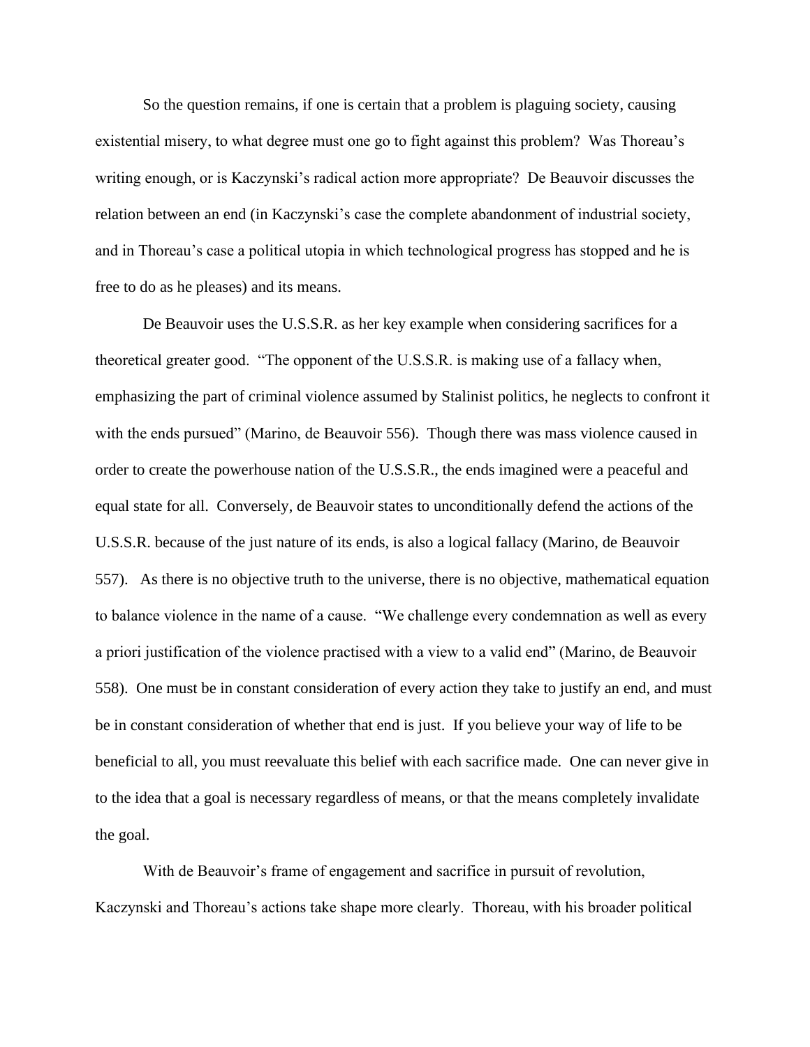So the question remains, if one is certain that a problem is plaguing society, causing existential misery, to what degree must one go to fight against this problem? Was Thoreau's writing enough, or is Kaczynski's radical action more appropriate? De Beauvoir discusses the relation between an end (in Kaczynski's case the complete abandonment of industrial society, and in Thoreau's case a political utopia in which technological progress has stopped and he is free to do as he pleases) and its means.

De Beauvoir uses the U.S.S.R. as her key example when considering sacrifices for a theoretical greater good. "The opponent of the U.S.S.R. is making use of a fallacy when, emphasizing the part of criminal violence assumed by Stalinist politics, he neglects to confront it with the ends pursued" (Marino, de Beauvoir 556). Though there was mass violence caused in order to create the powerhouse nation of the U.S.S.R., the ends imagined were a peaceful and equal state for all. Conversely, de Beauvoir states to unconditionally defend the actions of the U.S.S.R. because of the just nature of its ends, is also a logical fallacy (Marino, de Beauvoir 557). As there is no objective truth to the universe, there is no objective, mathematical equation to balance violence in the name of a cause. "We challenge every condemnation as well as every a priori justification of the violence practised with a view to a valid end" (Marino, de Beauvoir 558). One must be in constant consideration of every action they take to justify an end, and must be in constant consideration of whether that end is just. If you believe your way of life to be beneficial to all, you must reevaluate this belief with each sacrifice made. One can never give in to the idea that a goal is necessary regardless of means, or that the means completely invalidate the goal.

With de Beauvoir's frame of engagement and sacrifice in pursuit of revolution, Kaczynski and Thoreau's actions take shape more clearly. Thoreau, with his broader political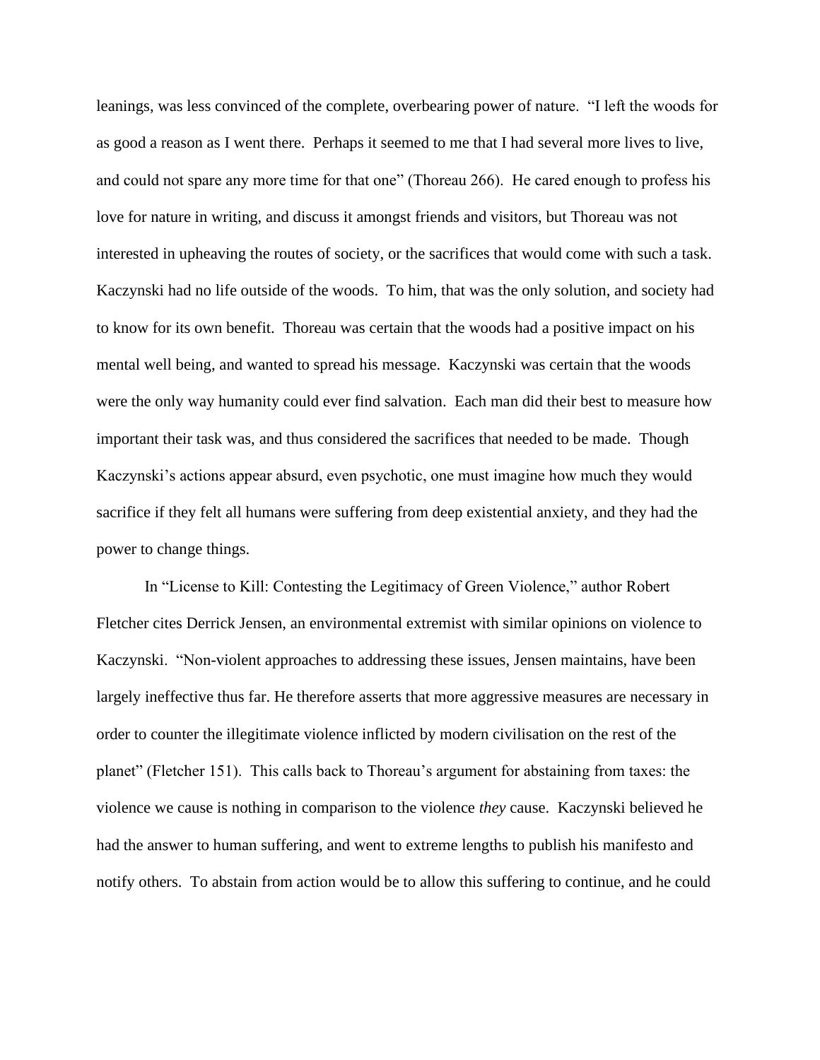leanings, was less convinced of the complete, overbearing power of nature. "I left the woods for as good a reason as I went there. Perhaps it seemed to me that I had several more lives to live, and could not spare any more time for that one" (Thoreau 266). He cared enough to profess his love for nature in writing, and discuss it amongst friends and visitors, but Thoreau was not interested in upheaving the routes of society, or the sacrifices that would come with such a task. Kaczynski had no life outside of the woods. To him, that was the only solution, and society had to know for its own benefit. Thoreau was certain that the woods had a positive impact on his mental well being, and wanted to spread his message. Kaczynski was certain that the woods were the only way humanity could ever find salvation. Each man did their best to measure how important their task was, and thus considered the sacrifices that needed to be made. Though Kaczynski's actions appear absurd, even psychotic, one must imagine how much they would sacrifice if they felt all humans were suffering from deep existential anxiety, and they had the power to change things.

In "License to Kill: Contesting the Legitimacy of Green Violence," author Robert Fletcher cites Derrick Jensen, an environmental extremist with similar opinions on violence to Kaczynski. "Non-violent approaches to addressing these issues, Jensen maintains, have been largely ineffective thus far. He therefore asserts that more aggressive measures are necessary in order to counter the illegitimate violence inflicted by modern civilisation on the rest of the planet" (Fletcher 151). This calls back to Thoreau's argument for abstaining from taxes: the violence we cause is nothing in comparison to the violence *they* cause. Kaczynski believed he had the answer to human suffering, and went to extreme lengths to publish his manifesto and notify others. To abstain from action would be to allow this suffering to continue, and he could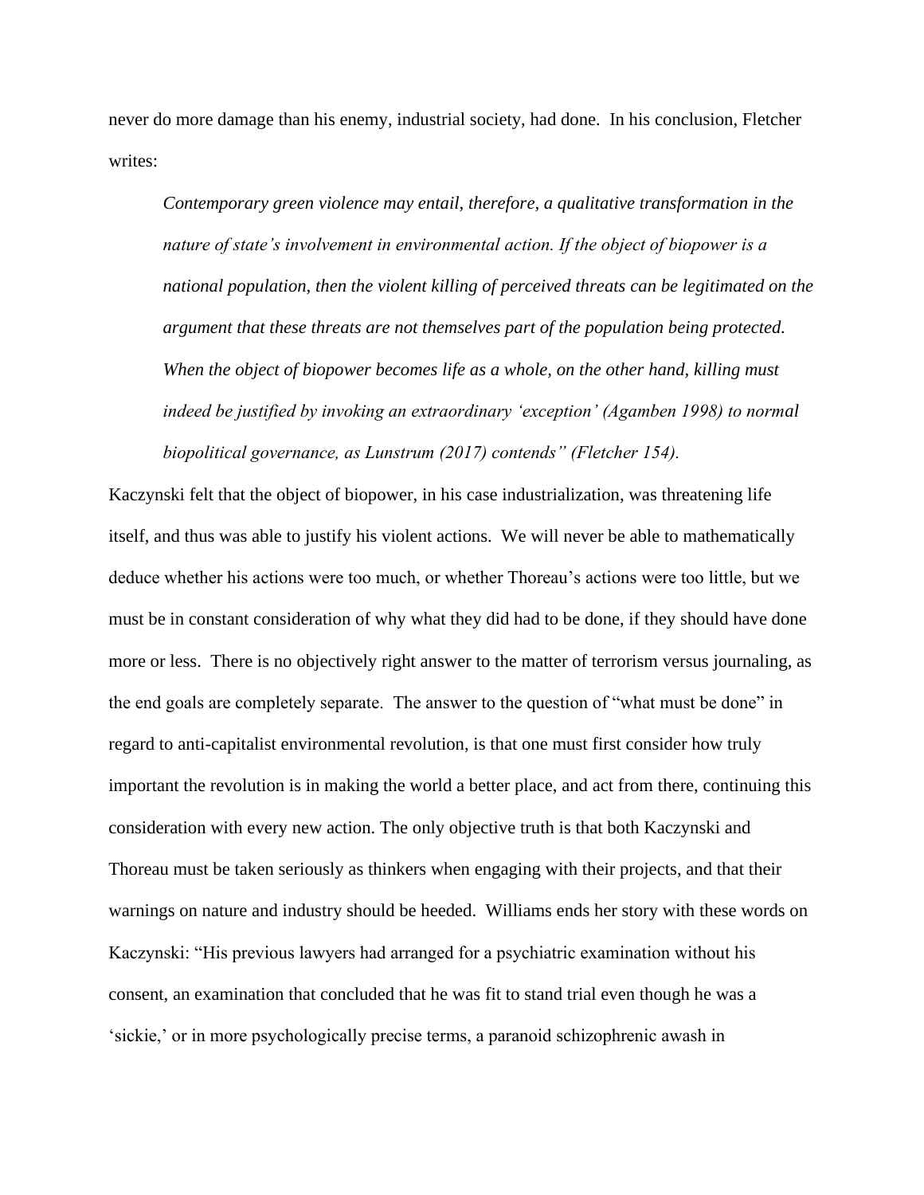never do more damage than his enemy, industrial society, had done. In his conclusion, Fletcher writes:

> *Contemporary green violence may entail, therefore, a qualitative transformation in the nature of state's involvement in environmental action. If the object of biopower is a national population, then the violent killing of perceived threats can be legitimated on the argument that these threats are not themselves part of the population being protected. When the object of biopower becomes life as a whole, on the other hand, killing must indeed be justified by invoking an extraordinary 'exception' (Agamben 1998) to normal biopolitical governance, as Lunstrum (2017) contends" (Fletcher 154).*

Kaczynski felt that the object of biopower, in his case industrialization, was threatening life itself, and thus was able to justify his violent actions. We will never be able to mathematically deduce whether his actions were too much, or whether Thoreau's actions were too little, but we must be in constant consideration of why what they did had to be done, if they should have done more or less. There is no objectively right answer to the matter of terrorism versus journaling, as the end goals are completely separate. The answer to the question of "what must be done" in regard to anti-capitalist environmental revolution, is that one must first consider how truly important the revolution is in making the world a better place, and act from there, continuing this consideration with every new action. The only objective truth is that both Kaczynski and Thoreau must be taken seriously as thinkers when engaging with their projects, and that their warnings on nature and industry should be heeded. Williams ends her story with these words on Kaczynski: "His previous lawyers had arranged for a psychiatric examination without his consent, an examination that concluded that he was fit to stand trial even though he was a 'sickie,' or in more psychologically precise terms, a paranoid schizophrenic awash in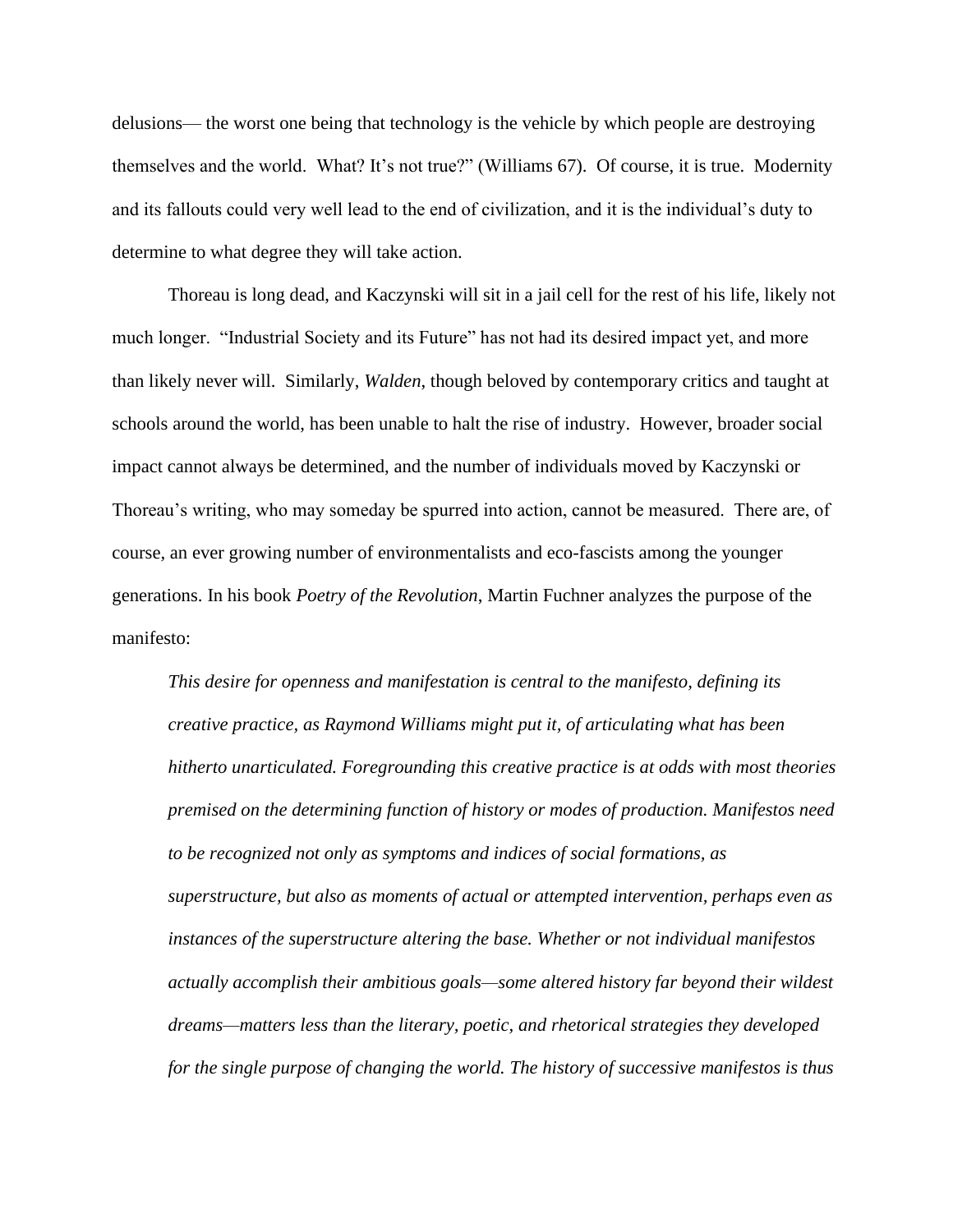delusions— the worst one being that technology is the vehicle by which people are destroying themselves and the world. What? It's not true?" (Williams 67). Of course, it is true. Modernity and its fallouts could very well lead to the end of civilization, and it is the individual's duty to determine to what degree they will take action.

Thoreau is long dead, and Kaczynski will sit in a jail cell for the rest of his life, likely not much longer. "Industrial Society and its Future" has not had its desired impact yet, and more than likely never will. Similarly, *Walden*, though beloved by contemporary critics and taught at schools around the world, has been unable to halt the rise of industry. However, broader social impact cannot always be determined, and the number of individuals moved by Kaczynski or Thoreau's writing, who may someday be spurred into action, cannot be measured. There are, of course, an ever growing number of environmentalists and eco-fascists among the younger generations. In his book *Poetry of the Revolution*, Martin Fuchner analyzes the purpose of the manifesto:

> *This desire for openness and manifestation is central to the manifesto, defining its creative practice, as Raymond Williams might put it, of articulating what has been hitherto unarticulated. Foregrounding this creative practice is at odds with most theories premised on the determining function of history or modes of production. Manifestos need to be recognized not only as symptoms and indices of social formations, as superstructure, but also as moments of actual or attempted intervention, perhaps even as instances of the superstructure altering the base. Whether or not individual manifestos actually accomplish their ambitious goals—some altered history far beyond their wildest dreams—matters less than the literary, poetic, and rhetorical strategies they developed for the single purpose of changing the world. The history of successive manifestos is thus*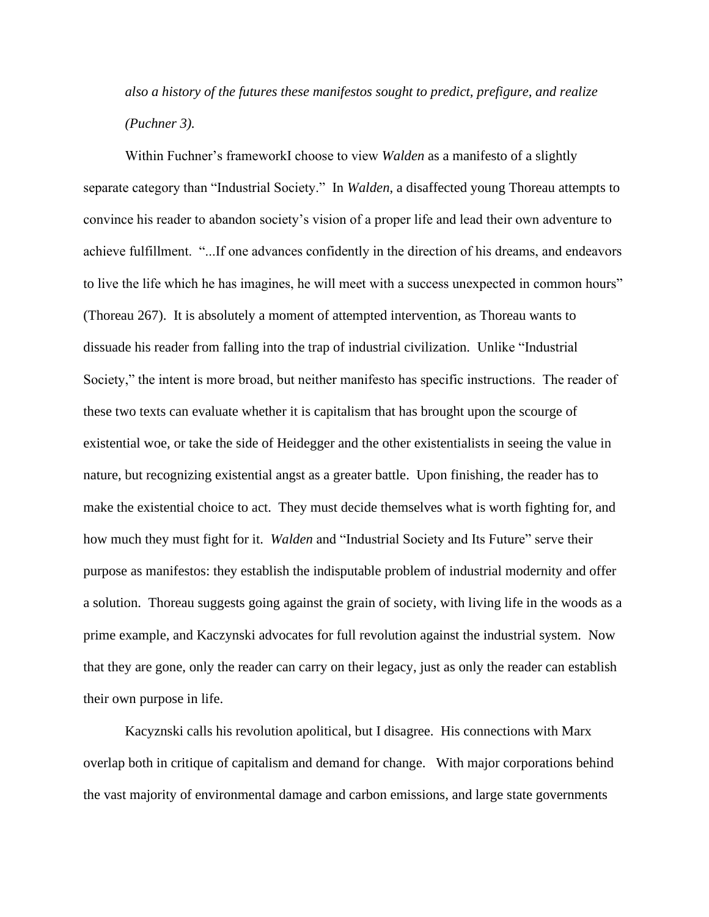*also a history of the futures these manifestos sought to predict, prefigure, and realize (Puchner 3).*

Within Fuchner's frameworkI choose to view *Walden* as a manifesto of a slightly separate category than "Industrial Society." In *Walden*, a disaffected young Thoreau attempts to convince his reader to abandon society's vision of a proper life and lead their own adventure to achieve fulfillment. "...If one advances confidently in the direction of his dreams, and endeavors to live the life which he has imagines, he will meet with a success unexpected in common hours" (Thoreau 267). It is absolutely a moment of attempted intervention, as Thoreau wants to dissuade his reader from falling into the trap of industrial civilization. Unlike "Industrial Society," the intent is more broad, but neither manifesto has specific instructions. The reader of these two texts can evaluate whether it is capitalism that has brought upon the scourge of existential woe, or take the side of Heidegger and the other existentialists in seeing the value in nature, but recognizing existential angst as a greater battle. Upon finishing, the reader has to make the existential choice to act. They must decide themselves what is worth fighting for, and how much they must fight for it. *Walden* and "Industrial Society and Its Future" serve their purpose as manifestos: they establish the indisputable problem of industrial modernity and offer a solution. Thoreau suggests going against the grain of society, with living life in the woods as a prime example, and Kaczynski advocates for full revolution against the industrial system. Now that they are gone, only the reader can carry on their legacy, just as only the reader can establish their own purpose in life.

Kacyznski calls his revolution apolitical, but I disagree. His connections with Marx overlap both in critique of capitalism and demand for change. With major corporations behind the vast majority of environmental damage and carbon emissions, and large state governments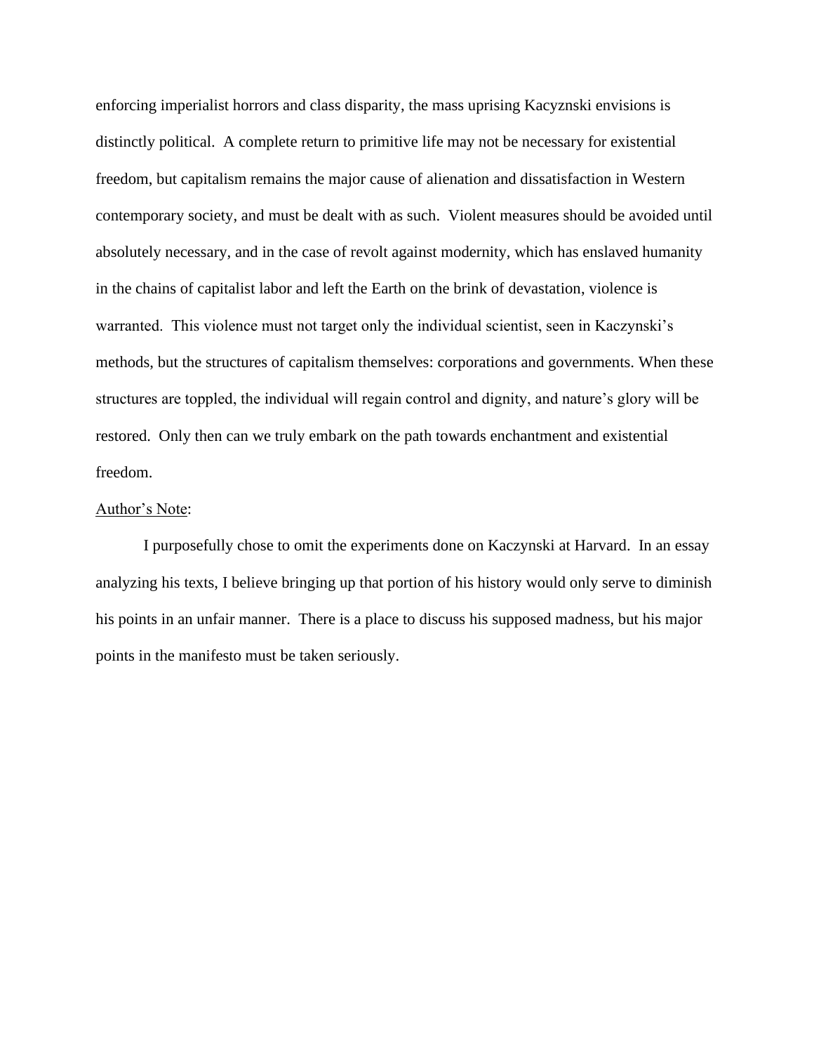enforcing imperialist horrors and class disparity, the mass uprising Kacyznski envisions is distinctly political. A complete return to primitive life may not be necessary for existential freedom, but capitalism remains the major cause of alienation and dissatisfaction in Western contemporary society, and must be dealt with as such. Violent measures should be avoided until absolutely necessary, and in the case of revolt against modernity, which has enslaved humanity in the chains of capitalist labor and left the Earth on the brink of devastation, violence is warranted. This violence must not target only the individual scientist, seen in Kaczynski's methods, but the structures of capitalism themselves: corporations and governments. When these structures are toppled, the individual will regain control and dignity, and nature's glory will be restored. Only then can we truly embark on the path towards enchantment and existential freedom.

<u>Author's Note</u>:

I purposefully chose to omit the experiments done on Kaczynski at Harvard. In an essay analyzing his texts, I believe bringing up that portion of his history would only serve to diminish his points in an unfair manner. There is a place to discuss his supposed madness, but his major points in the manifesto must be taken seriously.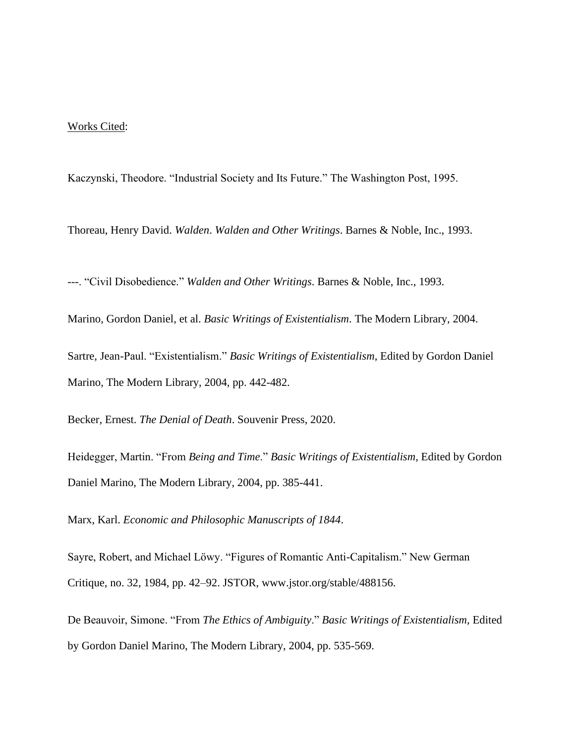Works Cited:

Kaczynski, Theodore. "Industrial Society and Its Future." The Washington Post, 1995.

Thoreau, Henry David. *Walden*. *Walden and Other Writings*. Barnes & Noble, Inc., 1993.

---. "Civil Disobedience." *Walden and Other Writings*. Barnes & Noble, Inc., 1993.

Marino, Gordon Daniel, et al. *Basic Writings of Existentialism*. The Modern Library, 2004.

Sartre, Jean-Paul. "Existentialism." *Basic Writings of Existentialism*, Edited by Gordon Daniel Marino, The Modern Library, 2004, pp. 442-482.

Becker, Ernest. *The Denial of Death*. Souvenir Press, 2020.

Heidegger, Martin. "From *Being and Time*." *Basic Writings of Existentialism*, Edited by Gordon Daniel Marino, The Modern Library, 2004, pp. 385-441.

Marx, Karl. *Economic and Philosophic Manuscripts of 1844*.

Sayre, Robert, and Michael Löwy. "Figures of Romantic Anti-Capitalism." New German Critique, no. 32, 1984, pp. 42–92. JSTOR, www.jstor.org/stable/488156.

De Beauvoir, Simone. "From *The Ethics of Ambiguity*." *Basic Writings of Existentialism*, Edited by Gordon Daniel Marino, The Modern Library, 2004, pp. 535-569.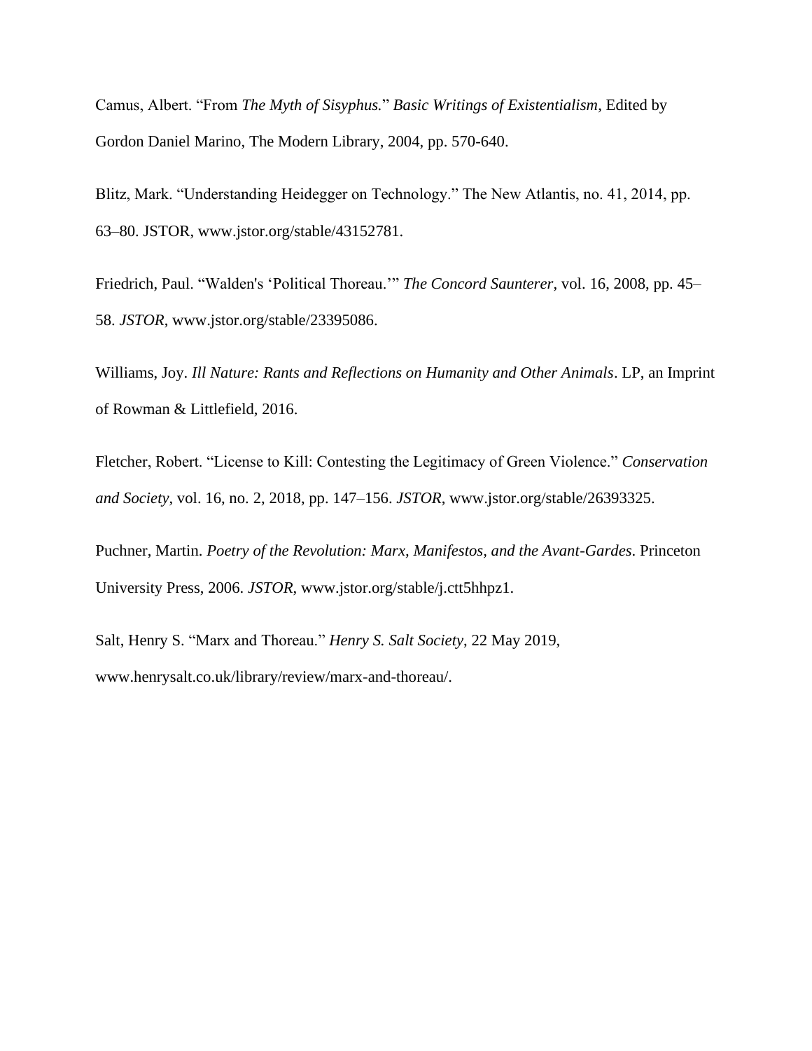Camus, Albert. “From *The Myth of Sisyphus.*” *Basic Writings of Existentialism*, Edited by Gordon Daniel Marino, The Modern Library, 2004, pp. 570-640.

Blitz, Mark. “Understanding Heidegger on Technology.” The New Atlantis, no. 41, 2014, pp. 63–80. JSTOR, www.jstor.org/stable/43152781.

Friedrich, Paul. “Walden's ‘Political Thoreau.’” *The Concord Saunterer*, vol. 16, 2008, pp. 45–58. *JSTOR*, www.jstor.org/stable/23395086.

Williams, Joy. *Ill Nature: Rants and Reflections on Humanity and Other Animals*. LP, an Imprint of Rowman & Littlefield, 2016.

Fletcher, Robert. “License to Kill: Contesting the Legitimacy of Green Violence.” *Conservation and Society*, vol. 16, no. 2, 2018, pp. 147–156. *JSTOR*, www.jstor.org/stable/26393325.

Puchner, Martin. *Poetry of the Revolution: Marx, Manifestos, and the Avant-Gardes*. Princeton University Press, 2006. *JSTOR*, www.jstor.org/stable/j.ctt5hhpz1.

Salt, Henry S. “Marx and Thoreau.” *Henry S. Salt Society*, 22 May 2019, www.henrysalt.co.uk/library/review/marx-and-thoreau/.